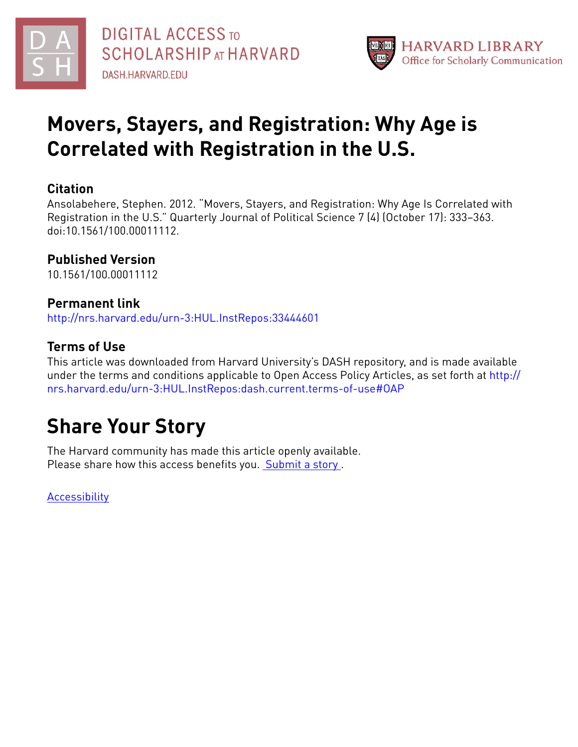DIGITAL ACCESS TO SCHOLARSHIP AT HARVARD
DASH.HARVARD.EDU

HARVARD LIBRARY
Office for Scholarly Communication

# Movers, Stayers, and Registration: Why Age is Correlated with Registration in the U.S.

## Citation

Ansolabehere, Stephen. 2012. "Movers, Stayers, and Registration: Why Age Is Correlated with Registration in the U.S." Quarterly Journal of Political Science 7 (4) (October 17): 333–363. doi:10.1561/100.00011112.

## Published Version

10.1561/100.00011112

## Permanent link

http://nrs.harvard.edu/urn-3:HUL.InstRepos:33444601

## Terms of Use

This article was downloaded from Harvard University's DASH repository, and is made available under the terms and conditions applicable to Open Access Policy Articles, as set forth at http://nrs.harvard.edu/urn-3:HUL.InstRepos:dash.current.terms-of-use#OAP

# Share Your Story

The Harvard community has made this article openly available.
Please share how this access benefits you. Submit a story .

Accessibility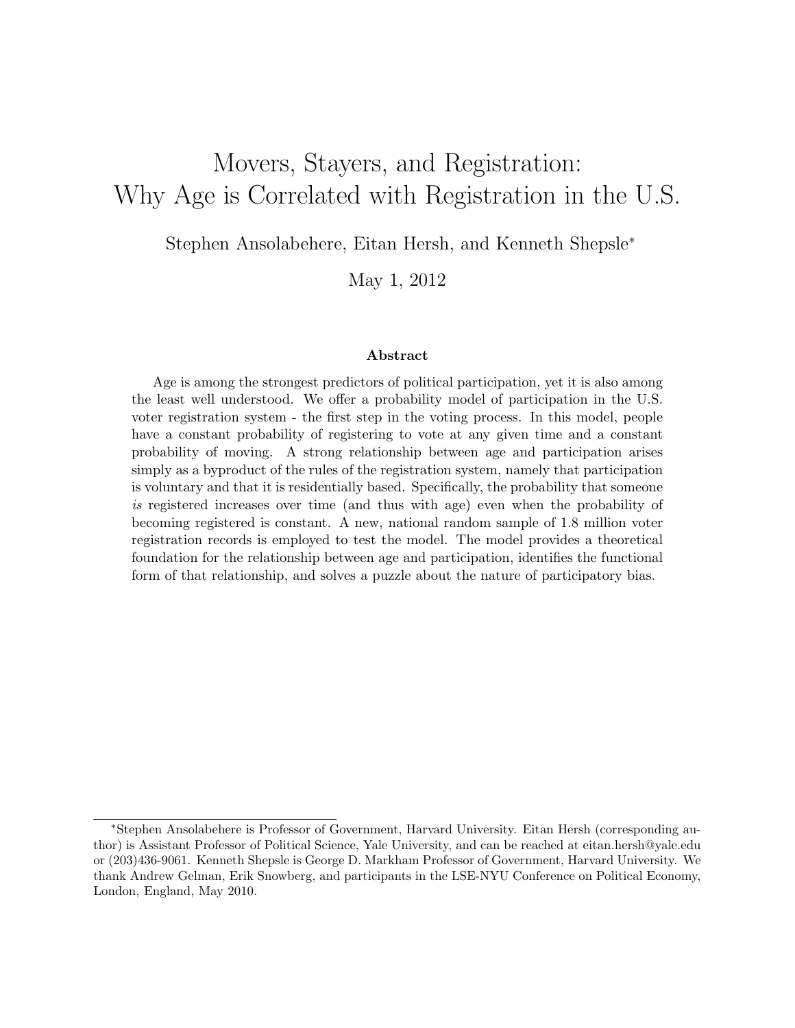# Movers, Stayers, and Registration: Why Age is Correlated with Registration in the U.S.

Stephen Ansolabehere, Eitan Hersh, and Kenneth Shepsle*

May 1, 2012

## Abstract

Age is among the strongest predictors of political participation, yet it is also among the least well understood. We offer a probability model of participation in the U.S. voter registration system - the first step in the voting process. In this model, people have a constant probability of registering to vote at any given time and a constant probability of moving. A strong relationship between age and participation arises simply as a byproduct of the rules of the registration system, namely that participation is voluntary and that it is residentially based. Specifically, the probability that someone *is* registered increases over time (and thus with age) even when the probability of becoming registered is constant. A new, national random sample of 1.8 million voter registration records is employed to test the model. The model provides a theoretical foundation for the relationship between age and participation, identifies the functional form of that relationship, and solves a puzzle about the nature of participatory bias.

---

*Stephen Ansolabehere is Professor of Government, Harvard University. Eitan Hersh (corresponding author) is Assistant Professor of Political Science, Yale University, and can be reached at eitan.hersh@yale.edu or (203)436-9061. Kenneth Shepsle is George D. Markham Professor of Government, Harvard University. We thank Andrew Gelman, Erik Snowberg, and participants in the LSE-NYU Conference on Political Economy, London, England, May 2010.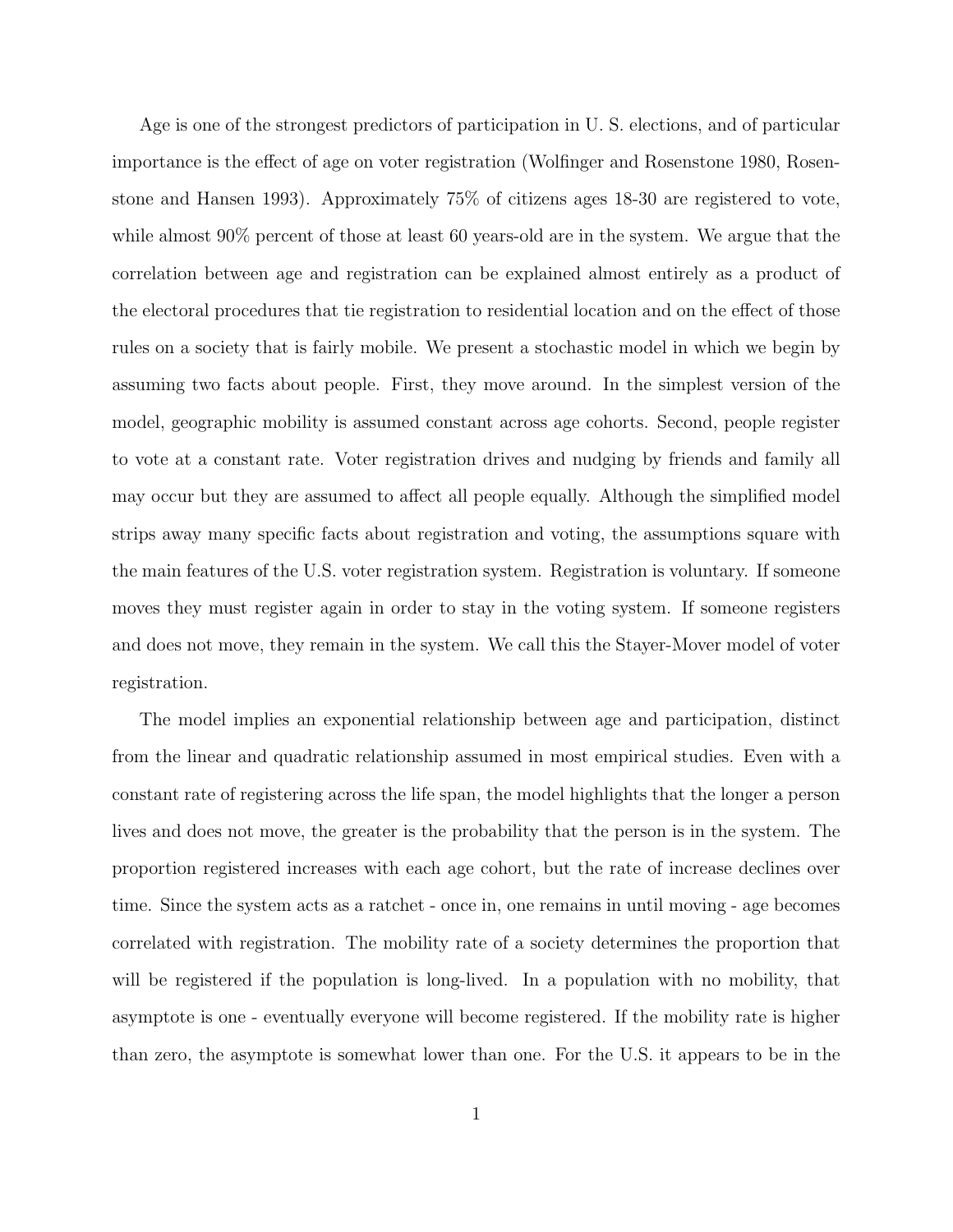Age is one of the strongest predictors of participation in U. S. elections, and of particular importance is the effect of age on voter registration (Wolfinger and Rosenstone 1980, Rosenstone and Hansen 1993). Approximately 75% of citizens ages 18-30 are registered to vote, while almost 90% percent of those at least 60 years-old are in the system. We argue that the correlation between age and registration can be explained almost entirely as a product of the electoral procedures that tie registration to residential location and on the effect of those rules on a society that is fairly mobile. We present a stochastic model in which we begin by assuming two facts about people. First, they move around. In the simplest version of the model, geographic mobility is assumed constant across age cohorts. Second, people register to vote at a constant rate. Voter registration drives and nudging by friends and family all may occur but they are assumed to affect all people equally. Although the simplified model strips away many specific facts about registration and voting, the assumptions square with the main features of the U.S. voter registration system. Registration is voluntary. If someone moves they must register again in order to stay in the voting system. If someone registers and does not move, they remain in the system. We call this the Stayer-Mover model of voter registration.

The model implies an exponential relationship between age and participation, distinct from the linear and quadratic relationship assumed in most empirical studies. Even with a constant rate of registering across the life span, the model highlights that the longer a person lives and does not move, the greater is the probability that the person is in the system. The proportion registered increases with each age cohort, but the rate of increase declines over time. Since the system acts as a ratchet - once in, one remains in until moving - age becomes correlated with registration. The mobility rate of a society determines the proportion that will be registered if the population is long-lived. In a population with no mobility, that asymptote is one - eventually everyone will become registered. If the mobility rate is higher than zero, the asymptote is somewhat lower than one. For the U.S. it appears to be in the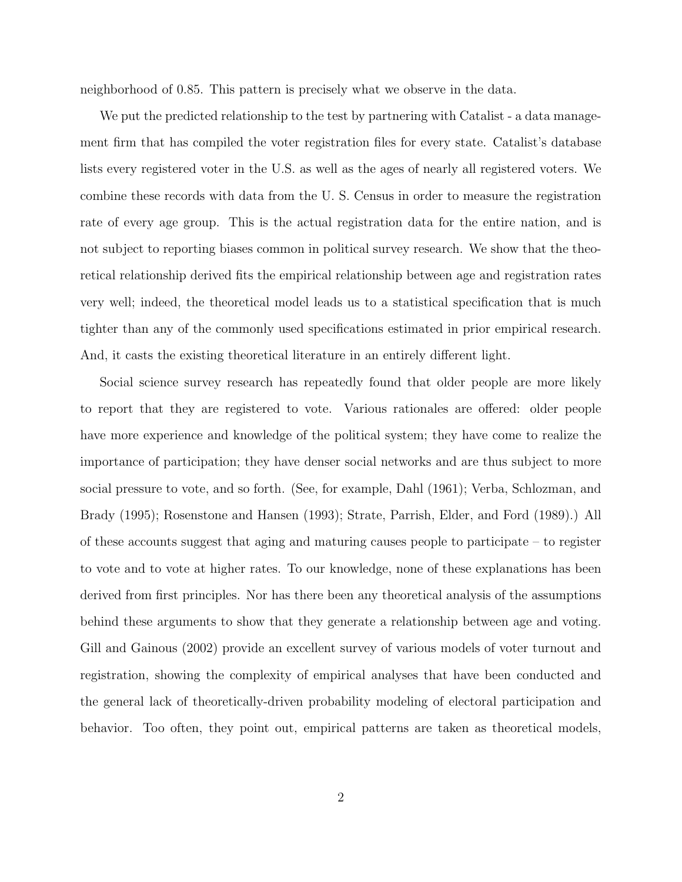neighborhood of 0.85. This pattern is precisely what we observe in the data.

We put the predicted relationship to the test by partnering with Catalist - a data management firm that has compiled the voter registration files for every state. Catalist's database lists every registered voter in the U.S. as well as the ages of nearly all registered voters. We combine these records with data from the U. S. Census in order to measure the registration rate of every age group. This is the actual registration data for the entire nation, and is not subject to reporting biases common in political survey research. We show that the theoretical relationship derived fits the empirical relationship between age and registration rates very well; indeed, the theoretical model leads us to a statistical specification that is much tighter than any of the commonly used specifications estimated in prior empirical research. And, it casts the existing theoretical literature in an entirely different light.

Social science survey research has repeatedly found that older people are more likely to report that they are registered to vote. Various rationales are offered: older people have more experience and knowledge of the political system; they have come to realize the importance of participation; they have denser social networks and are thus subject to more social pressure to vote, and so forth. (See, for example, Dahl (1961); Verba, Schlozman, and Brady (1995); Rosenstone and Hansen (1993); Strate, Parrish, Elder, and Ford (1989).) All of these accounts suggest that aging and maturing causes people to participate – to register to vote and to vote at higher rates. To our knowledge, none of these explanations has been derived from first principles. Nor has there been any theoretical analysis of the assumptions behind these arguments to show that they generate a relationship between age and voting. Gill and Gainous (2002) provide an excellent survey of various models of voter turnout and registration, showing the complexity of empirical analyses that have been conducted and the general lack of theoretically-driven probability modeling of electoral participation and behavior. Too often, they point out, empirical patterns are taken as theoretical models,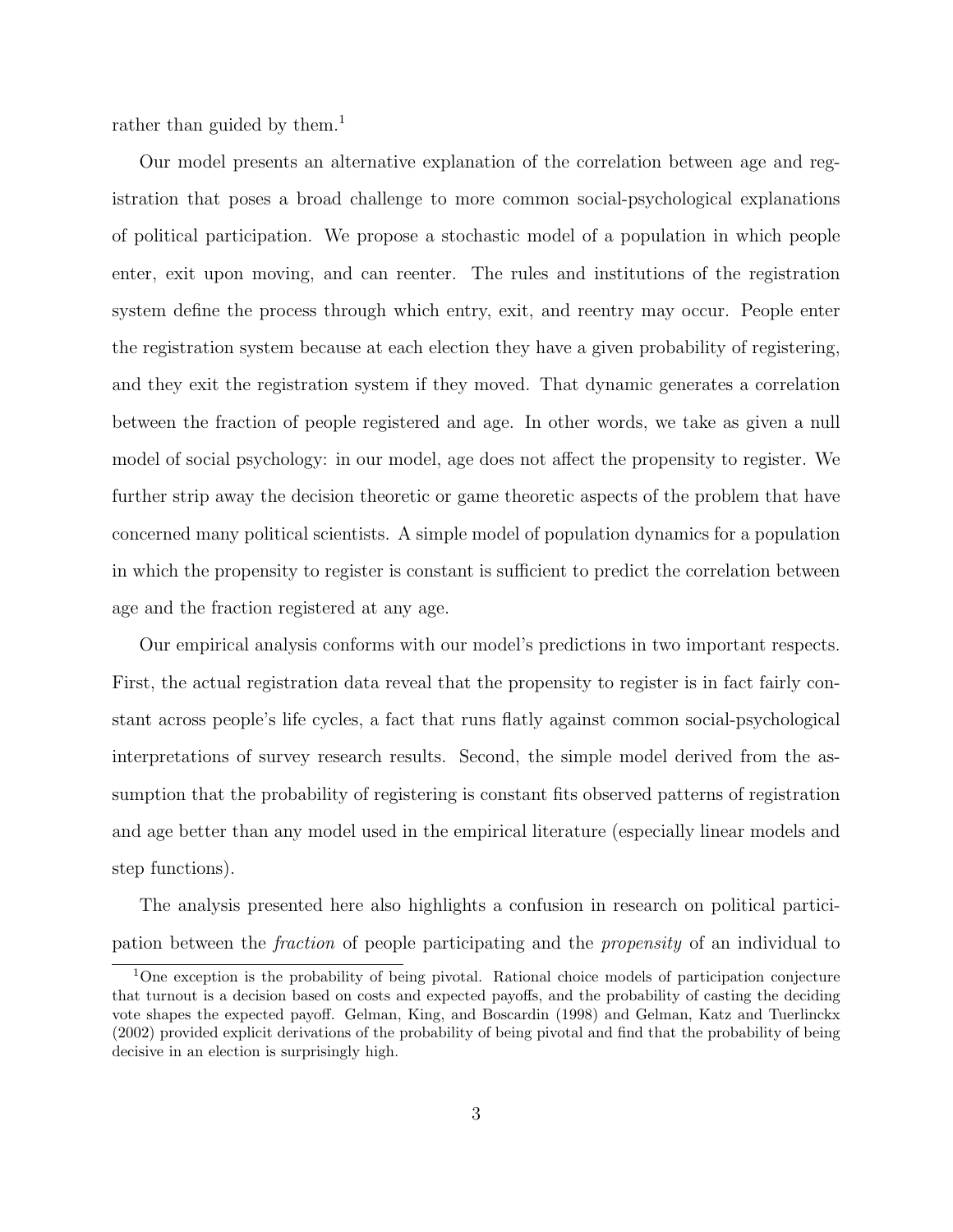rather than guided by them.[1]

Our model presents an alternative explanation of the correlation between age and registration that poses a broad challenge to more common social-psychological explanations of political participation. We propose a stochastic model of a population in which people enter, exit upon moving, and can reenter. The rules and institutions of the registration system define the process through which entry, exit, and reentry may occur. People enter the registration system because at each election they have a given probability of registering, and they exit the registration system if they moved. That dynamic generates a correlation between the fraction of people registered and age. In other words, we take as given a null model of social psychology: in our model, age does not affect the propensity to register. We further strip away the decision theoretic or game theoretic aspects of the problem that have concerned many political scientists. A simple model of population dynamics for a population in which the propensity to register is constant is sufficient to predict the correlation between age and the fraction registered at any age.

Our empirical analysis conforms with our model's predictions in two important respects. First, the actual registration data reveal that the propensity to register is in fact fairly constant across people's life cycles, a fact that runs flatly against common social-psychological interpretations of survey research results. Second, the simple model derived from the assumption that the probability of registering is constant fits observed patterns of registration and age better than any model used in the empirical literature (especially linear models and step functions).

The analysis presented here also highlights a confusion in research on political participation between the *fraction* of people participating and the *propensity* of an individual to

[1] One exception is the probability of being pivotal. Rational choice models of participation conjecture that turnout is a decision based on costs and expected payoffs, and the probability of casting the deciding vote shapes the expected payoff. Gelman, King, and Boscardin (1998) and Gelman, Katz and Tuerlinckx (2002) provided explicit derivations of the probability of being pivotal and find that the probability of being decisive in an election is surprisingly high.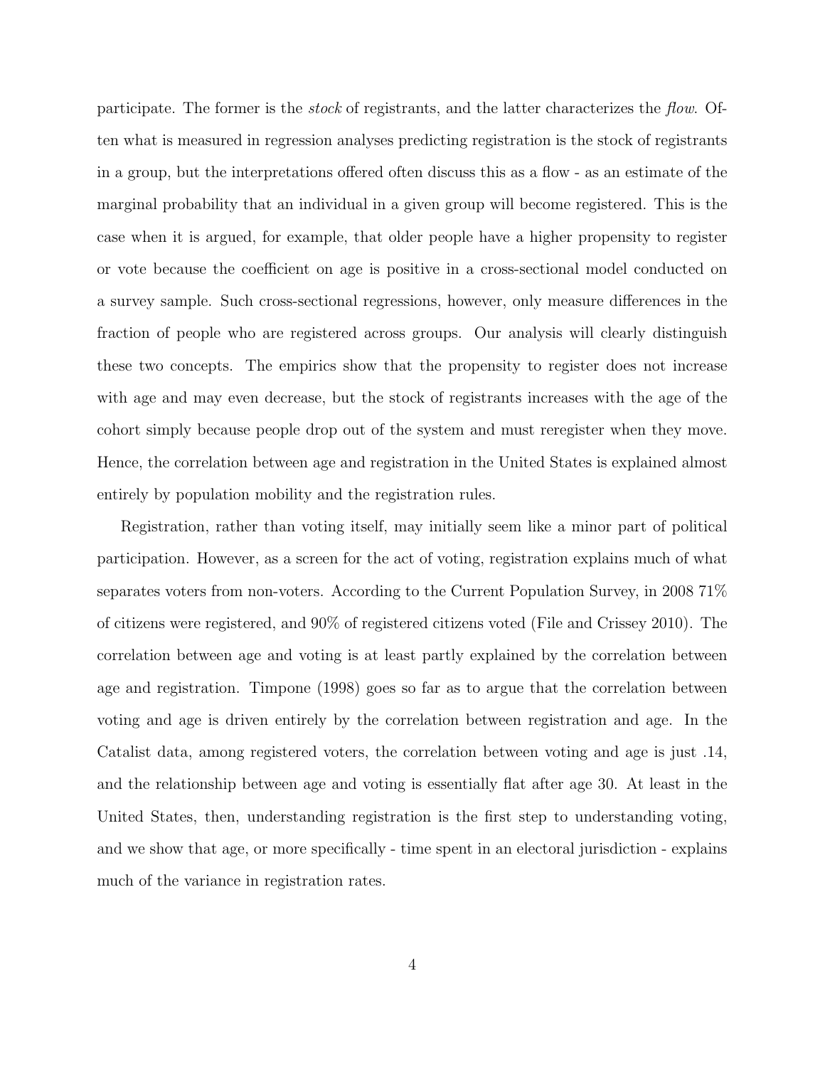participate. The former is the *stock* of registrants, and the latter characterizes the *flow*. Often what is measured in regression analyses predicting registration is the stock of registrants in a group, but the interpretations offered often discuss this as a flow - as an estimate of the marginal probability that an individual in a given group will become registered. This is the case when it is argued, for example, that older people have a higher propensity to register or vote because the coefficient on age is positive in a cross-sectional model conducted on a survey sample. Such cross-sectional regressions, however, only measure differences in the fraction of people who are registered across groups. Our analysis will clearly distinguish these two concepts. The empirics show that the propensity to register does not increase with age and may even decrease, but the stock of registrants increases with the age of the cohort simply because people drop out of the system and must reregister when they move. Hence, the correlation between age and registration in the United States is explained almost entirely by population mobility and the registration rules.

Registration, rather than voting itself, may initially seem like a minor part of political participation. However, as a screen for the act of voting, registration explains much of what separates voters from non-voters. According to the Current Population Survey, in 2008 71% of citizens were registered, and 90% of registered citizens voted (File and Crissey 2010). The correlation between age and voting is at least partly explained by the correlation between age and registration. Timpone (1998) goes so far as to argue that the correlation between voting and age is driven entirely by the correlation between registration and age. In the Catalist data, among registered voters, the correlation between voting and age is just .14, and the relationship between age and voting is essentially flat after age 30. At least in the United States, then, understanding registration is the first step to understanding voting, and we show that age, or more specifically - time spent in an electoral jurisdiction - explains much of the variance in registration rates.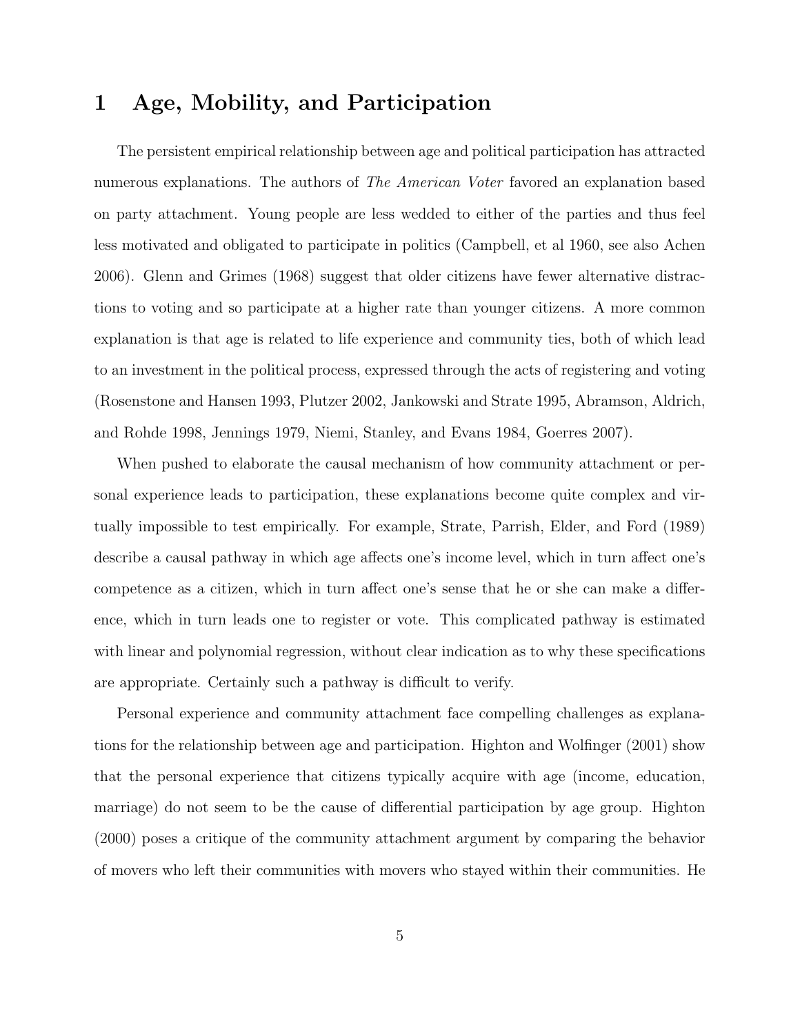# 1 Age, Mobility, and Participation

The persistent empirical relationship between age and political participation has attracted numerous explanations. The authors of *The American Voter* favored an explanation based on party attachment. Young people are less wedded to either of the parties and thus feel less motivated and obligated to participate in politics (Campbell, et al 1960, see also Achen 2006). Glenn and Grimes (1968) suggest that older citizens have fewer alternative distractions to voting and so participate at a higher rate than younger citizens. A more common explanation is that age is related to life experience and community ties, both of which lead to an investment in the political process, expressed through the acts of registering and voting (Rosenstone and Hansen 1993, Plutzer 2002, Jankowski and Strate 1995, Abramson, Aldrich, and Rohde 1998, Jennings 1979, Niemi, Stanley, and Evans 1984, Goerres 2007).

When pushed to elaborate the causal mechanism of how community attachment or personal experience leads to participation, these explanations become quite complex and virtually impossible to test empirically. For example, Strate, Parrish, Elder, and Ford (1989) describe a causal pathway in which age affects one's income level, which in turn affect one's competence as a citizen, which in turn affect one's sense that he or she can make a difference, which in turn leads one to register or vote. This complicated pathway is estimated with linear and polynomial regression, without clear indication as to why these specifications are appropriate. Certainly such a pathway is difficult to verify.

Personal experience and community attachment face compelling challenges as explanations for the relationship between age and participation. Highton and Wolfinger (2001) show that the personal experience that citizens typically acquire with age (income, education, marriage) do not seem to be the cause of differential participation by age group. Highton (2000) poses a critique of the community attachment argument by comparing the behavior of movers who left their communities with movers who stayed within their communities. He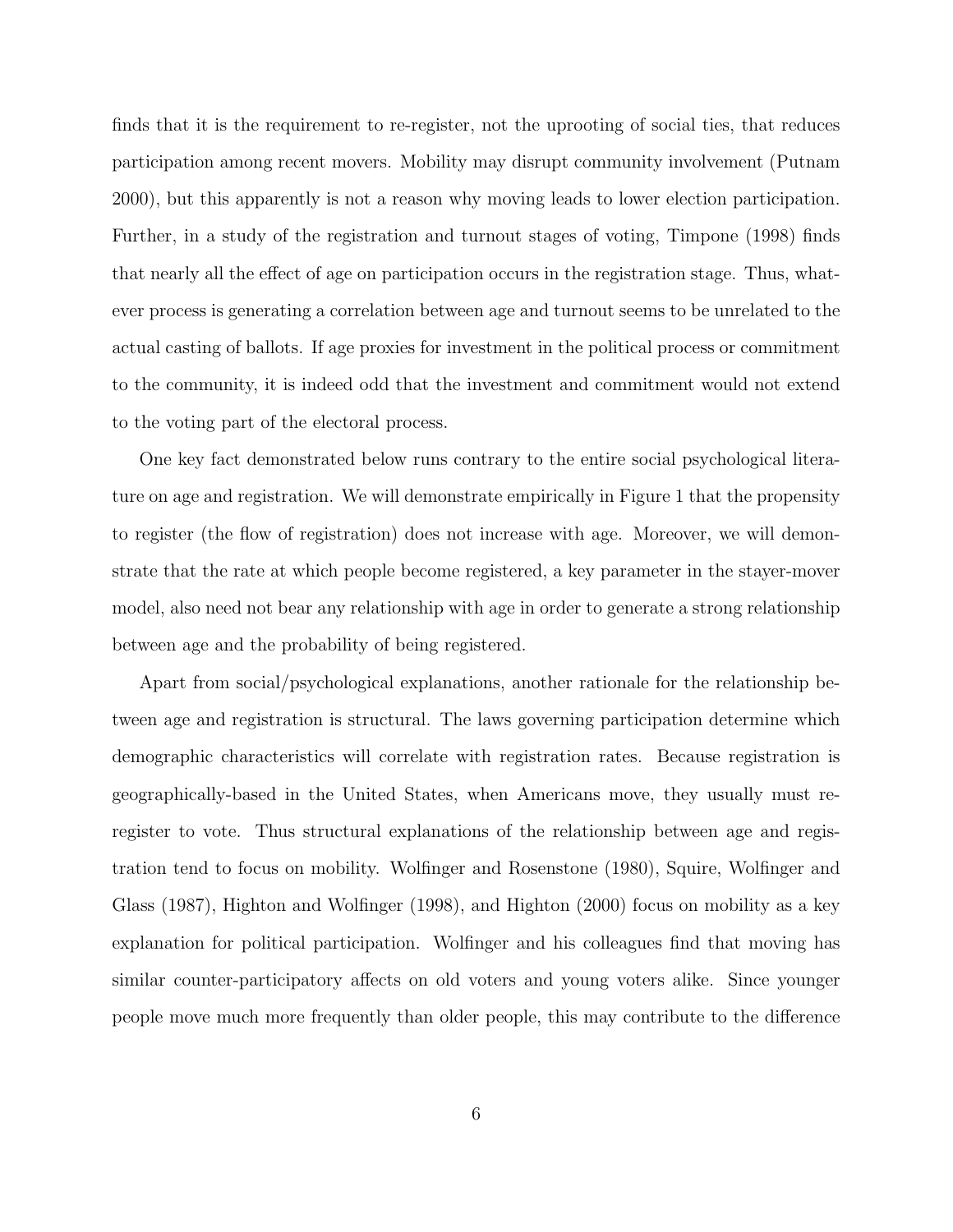finds that it is the requirement to re-register, not the uprooting of social ties, that reduces participation among recent movers. Mobility may disrupt community involvement (Putnam 2000), but this apparently is not a reason why moving leads to lower election participation. Further, in a study of the registration and turnout stages of voting, Timpone (1998) finds that nearly all the effect of age on participation occurs in the registration stage. Thus, whatever process is generating a correlation between age and turnout seems to be unrelated to the actual casting of ballots. If age proxies for investment in the political process or commitment to the community, it is indeed odd that the investment and commitment would not extend to the voting part of the electoral process.

One key fact demonstrated below runs contrary to the entire social psychological literature on age and registration. We will demonstrate empirically in Figure 1 that the propensity to register (the flow of registration) does not increase with age. Moreover, we will demonstrate that the rate at which people become registered, a key parameter in the stayer-mover model, also need not bear any relationship with age in order to generate a strong relationship between age and the probability of being registered.

Apart from social/psychological explanations, another rationale for the relationship between age and registration is structural. The laws governing participation determine which demographic characteristics will correlate with registration rates. Because registration is geographically-based in the United States, when Americans move, they usually must re-register to vote. Thus structural explanations of the relationship between age and registration tend to focus on mobility. Wolfinger and Rosenstone (1980), Squire, Wolfinger and Glass (1987), Highton and Wolfinger (1998), and Highton (2000) focus on mobility as a key explanation for political participation. Wolfinger and his colleagues find that moving has similar counter-participatory affects on old voters and young voters alike. Since younger people move much more frequently than older people, this may contribute to the difference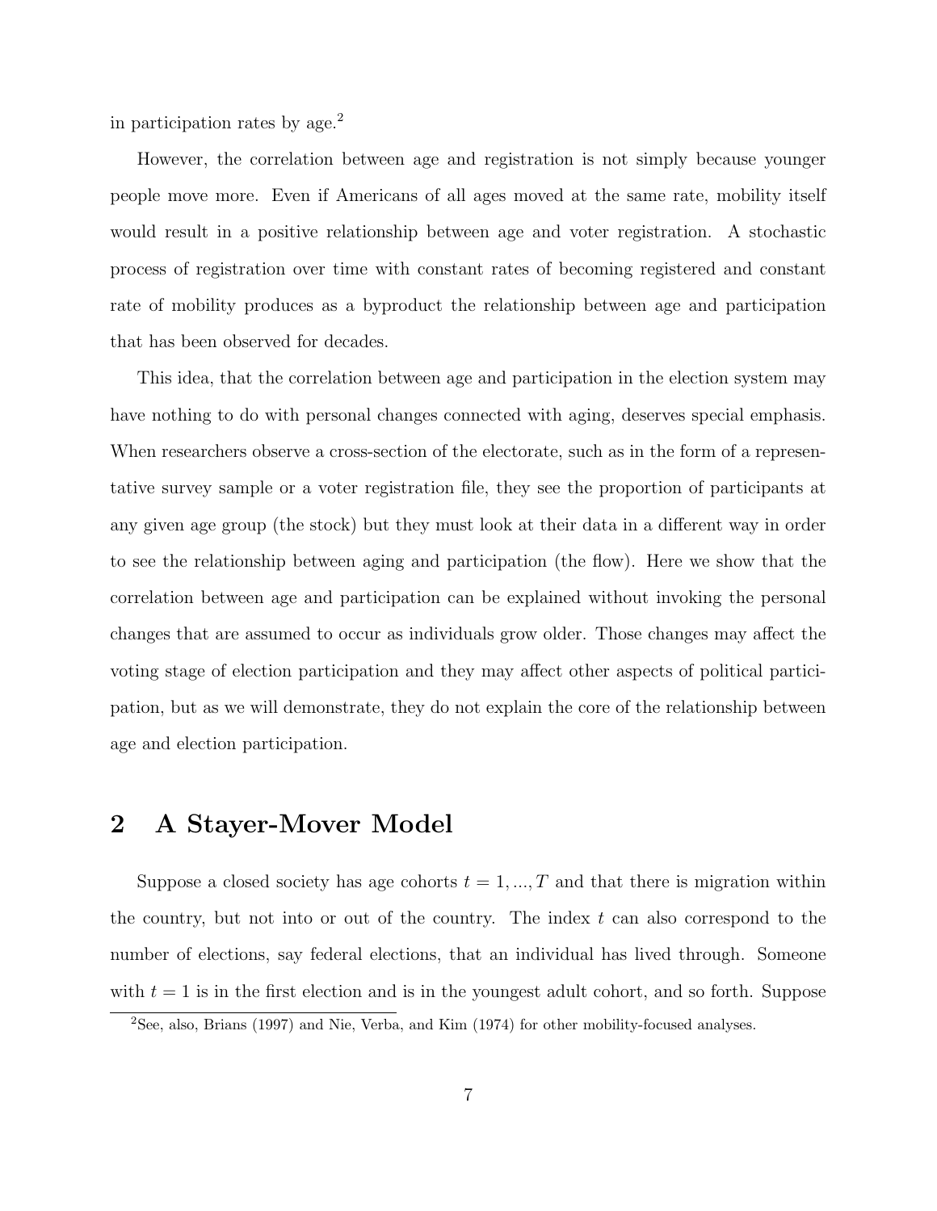in participation rates by age.[2]

However, the correlation between age and registration is not simply because younger people move more. Even if Americans of all ages moved at the same rate, mobility itself would result in a positive relationship between age and voter registration. A stochastic process of registration over time with constant rates of becoming registered and constant rate of mobility produces as a byproduct the relationship between age and participation that has been observed for decades.

This idea, that the correlation between age and participation in the election system may have nothing to do with personal changes connected with aging, deserves special emphasis. When researchers observe a cross-section of the electorate, such as in the form of a representative survey sample or a voter registration file, they see the proportion of participants at any given age group (the stock) but they must look at their data in a different way in order to see the relationship between aging and participation (the flow). Here we show that the correlation between age and participation can be explained without invoking the personal changes that are assumed to occur as individuals grow older. Those changes may affect the voting stage of election participation and they may affect other aspects of political participation, but as we will demonstrate, they do not explain the core of the relationship between age and election participation.

## 2 A Stayer-Mover Model

Suppose a closed society has age cohorts $t = 1, ..., T$ and that there is migration within the country, but not into or out of the country. The index $t$ can also correspond to the number of elections, say federal elections, that an individual has lived through. Someone with $t = 1$ is in the first election and is in the youngest adult cohort, and so forth. Suppose

[2] See, also, Brians (1997) and Nie, Verba, and Kim (1974) for other mobility-focused analyses.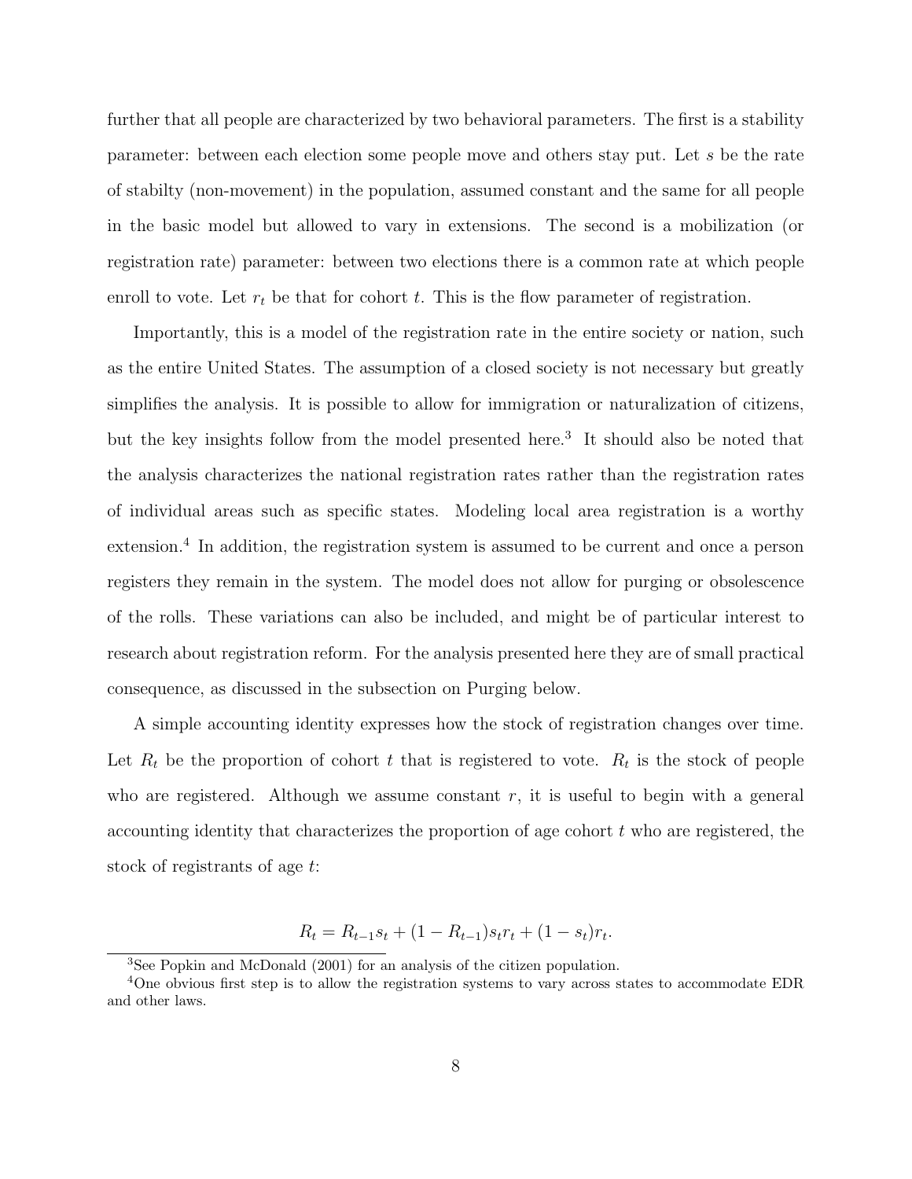further that all people are characterized by two behavioral parameters. The first is a stability parameter: between each election some people move and others stay put. Let $s$ be the rate of stabilty (non-movement) in the population, assumed constant and the same for all people in the basic model but allowed to vary in extensions. The second is a mobilization (or registration rate) parameter: between two elections there is a common rate at which people enroll to vote. Let $r_t$ be that for cohort $t$. This is the flow parameter of registration.

Importantly, this is a model of the registration rate in the entire society or nation, such as the entire United States. The assumption of a closed society is not necessary but greatly simplifies the analysis. It is possible to allow for immigration or naturalization of citizens, but the key insights follow from the model presented here.[3] It should also be noted that the analysis characterizes the national registration rates rather than the registration rates of individual areas such as specific states. Modeling local area registration is a worthy extension.[4] In addition, the registration system is assumed to be current and once a person registers they remain in the system. The model does not allow for purging or obsolescence of the rolls. These variations can also be included, and might be of particular interest to research about registration reform. For the analysis presented here they are of small practical consequence, as discussed in the subsection on Purging below.

A simple accounting identity expresses how the stock of registration changes over time. Let $R_t$ be the proportion of cohort $t$ that is registered to vote. $R_t$ is the stock of people who are registered. Although we assume constant $r$, it is useful to begin with a general accounting identity that characterizes the proportion of age cohort $t$ who are registered, the stock of registrants of age $t$:

$$R_t = R_{t-1}s_t + (1 - R_{t-1})s_t r_t + (1 - s_t)r_t.$$

[3] See Popkin and McDonald (2001) for an analysis of the citizen population.

[4] One obvious first step is to allow the registration systems to vary across states to accommodate EDR and other laws.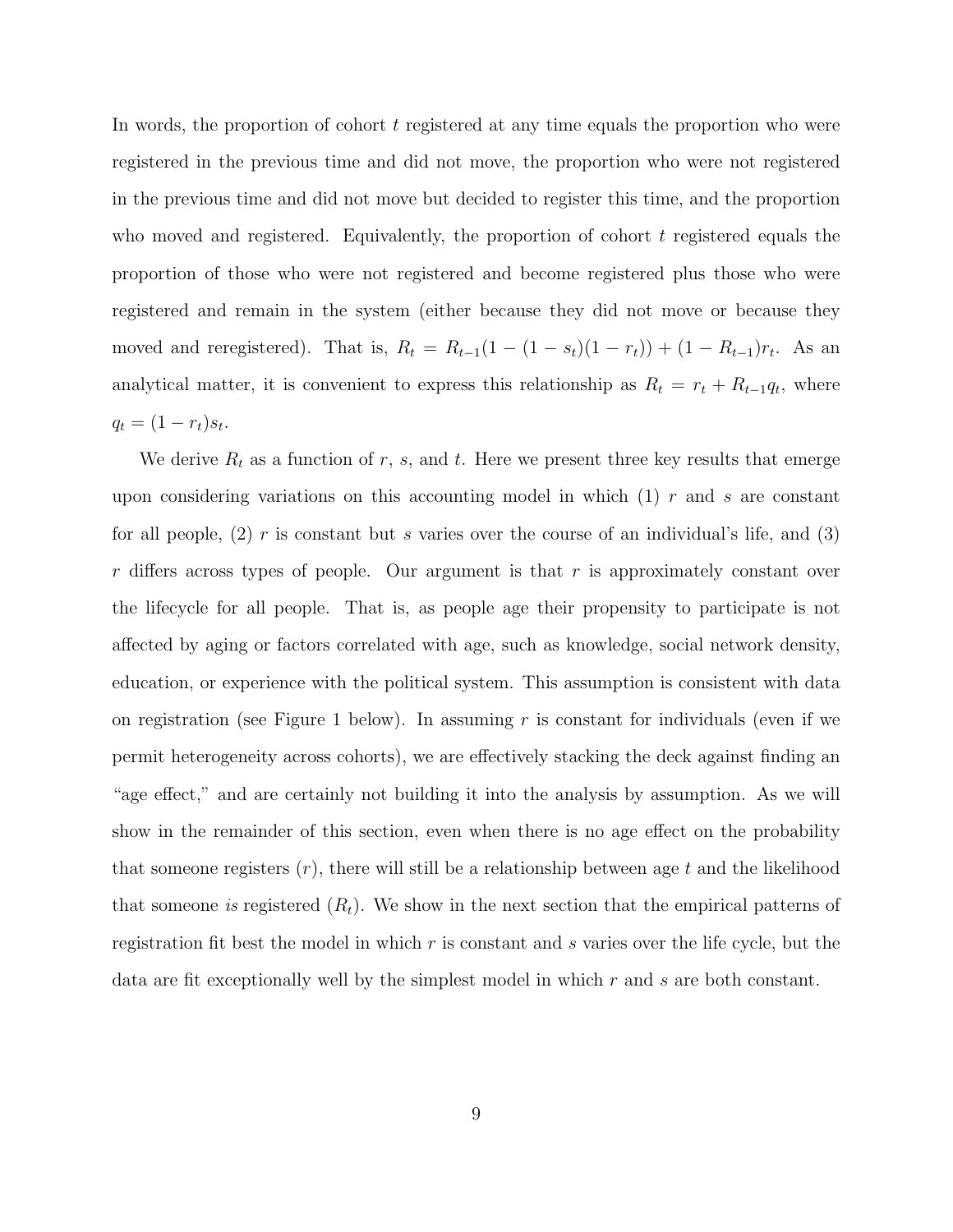In words, the proportion of cohort $t$ registered at any time equals the proportion who were registered in the previous time and did not move, the proportion who were not registered in the previous time and did not move but decided to register this time, and the proportion who moved and registered. Equivalently, the proportion of cohort $t$ registered equals the proportion of those who were not registered and become registered plus those who were registered and remain in the system (either because they did not move or because they moved and reregistered). That is, $R_t = R_{t-1}(1 - (1 - s_t)(1 - r_t)) + (1 - R_{t-1})r_t$. As an analytical matter, it is convenient to express this relationship as $R_t = r_t + R_{t-1}q_t$, where $q_t = (1 - r_t)s_t$.

We derive $R_t$ as a function of $r$, $s$, and $t$. Here we present three key results that emerge upon considering variations on this accounting model in which (1) $r$ and $s$ are constant for all people, (2) $r$ is constant but $s$ varies over the course of an individual's life, and (3) $r$ differs across types of people. Our argument is that $r$ is approximately constant over the lifecycle for all people. That is, as people age their propensity to participate is not affected by aging or factors correlated with age, such as knowledge, social network density, education, or experience with the political system. This assumption is consistent with data on registration (see Figure 1 below). In assuming $r$ is constant for individuals (even if we permit heterogeneity across cohorts), we are effectively stacking the deck against finding an "age effect," and are certainly not building it into the analysis by assumption. As we will show in the remainder of this section, even when there is no age effect on the probability that someone registers ($r$), there will still be a relationship between age $t$ and the likelihood that someone *is* registered ($R_t$). We show in the next section that the empirical patterns of registration fit best the model in which $r$ is constant and $s$ varies over the life cycle, but the data are fit exceptionally well by the simplest model in which $r$ and $s$ are both constant.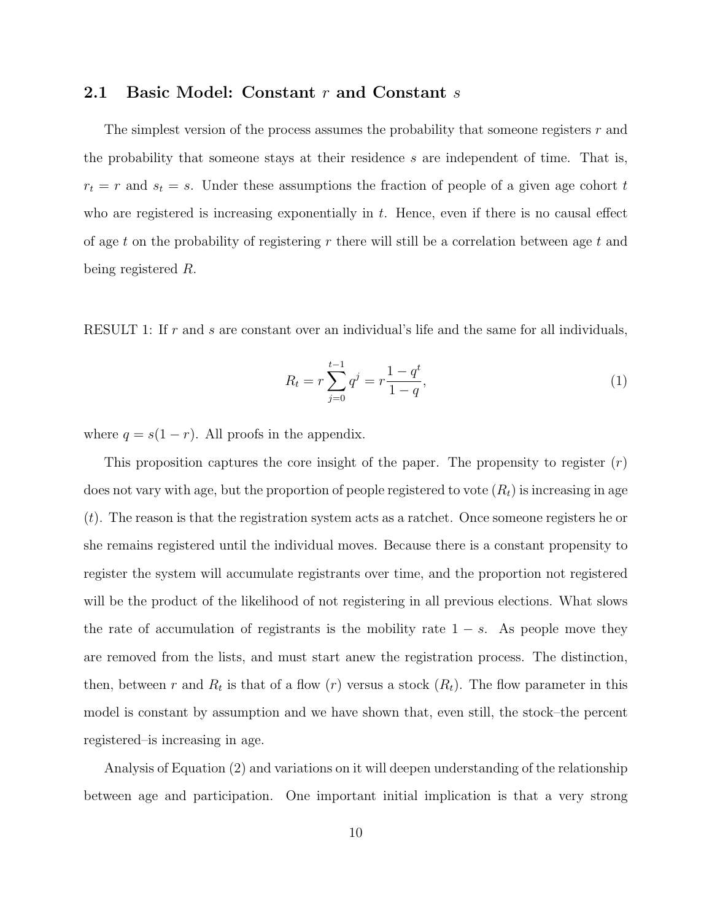### 2.1 Basic Model: Constant $r$ and Constant $s$

The simplest version of the process assumes the probability that someone registers $r$ and the probability that someone stays at their residence $s$ are independent of time. That is, $r_t = r$ and $s_t = s$. Under these assumptions the fraction of people of a given age cohort $t$ who are registered is increasing exponentially in $t$. Hence, even if there is no causal effect of age $t$ on the probability of registering $r$ there will still be a correlation between age $t$ and being registered $R$.

RESULT 1: If $r$ and $s$ are constant over an individual's life and the same for all individuals,

$$R_t = r \sum_{j=0}^{t-1} q^j = r \frac{1 - q^t}{1 - q}, \tag{1}$$

where $q = s(1 - r)$. All proofs in the appendix.

This proposition captures the core insight of the paper. The propensity to register ($r$) does not vary with age, but the proportion of people registered to vote ($R_t$) is increasing in age ($t$). The reason is that the registration system acts as a ratchet. Once someone registers he or she remains registered until the individual moves. Because there is a constant propensity to register the system will accumulate registrants over time, and the proportion not registered will be the product of the likelihood of not registering in all previous elections. What slows the rate of accumulation of registrants is the mobility rate $1 - s$. As people move they are removed from the lists, and must start anew the registration process. The distinction, then, between $r$ and $R_t$ is that of a flow ($r$) versus a stock ($R_t$). The flow parameter in this model is constant by assumption and we have shown that, even still, the stock–the percent registered–is increasing in age.

Analysis of Equation (2) and variations on it will deepen understanding of the relationship between age and participation. One important initial implication is that a very strong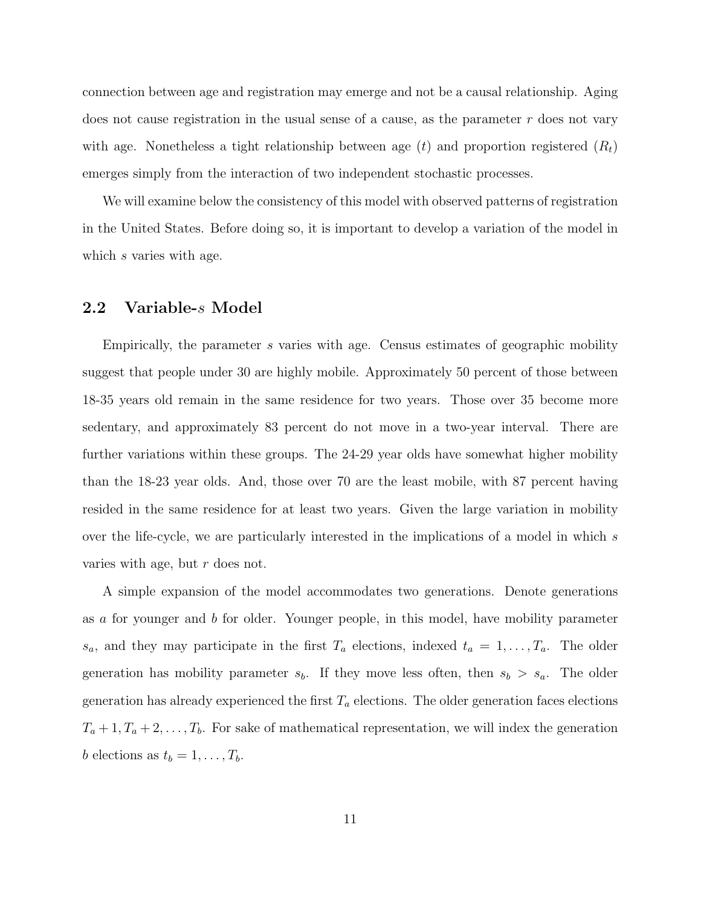connection between age and registration may emerge and not be a causal relationship. Aging does not cause registration in the usual sense of a cause, as the parameter $r$ does not vary with age. Nonetheless a tight relationship between age ($t$) and proportion registered ($R_t$) emerges simply from the interaction of two independent stochastic processes.

We will examine below the consistency of this model with observed patterns of registration in the United States. Before doing so, it is important to develop a variation of the model in which $s$ varies with age.

## 2.2 Variable-$s$ Model

Empirically, the parameter $s$ varies with age. Census estimates of geographic mobility suggest that people under 30 are highly mobile. Approximately 50 percent of those between 18-35 years old remain in the same residence for two years. Those over 35 become more sedentary, and approximately 83 percent do not move in a two-year interval. There are further variations within these groups. The 24-29 year olds have somewhat higher mobility than the 18-23 year olds. And, those over 70 are the least mobile, with 87 percent having resided in the same residence for at least two years. Given the large variation in mobility over the life-cycle, we are particularly interested in the implications of a model in which $s$ varies with age, but $r$ does not.

A simple expansion of the model accommodates two generations. Denote generations as $a$ for younger and $b$ for older. Younger people, in this model, have mobility parameter $s_a$, and they may participate in the first $T_a$ elections, indexed $t_a = 1, \ldots, T_a$. The older generation has mobility parameter $s_b$. If they move less often, then $s_b > s_a$. The older generation has already experienced the first $T_a$ elections. The older generation faces elections $T_a + 1, T_a + 2, \ldots, T_b$. For sake of mathematical representation, we will index the generation $b$ elections as $t_b = 1, \ldots, T_b$.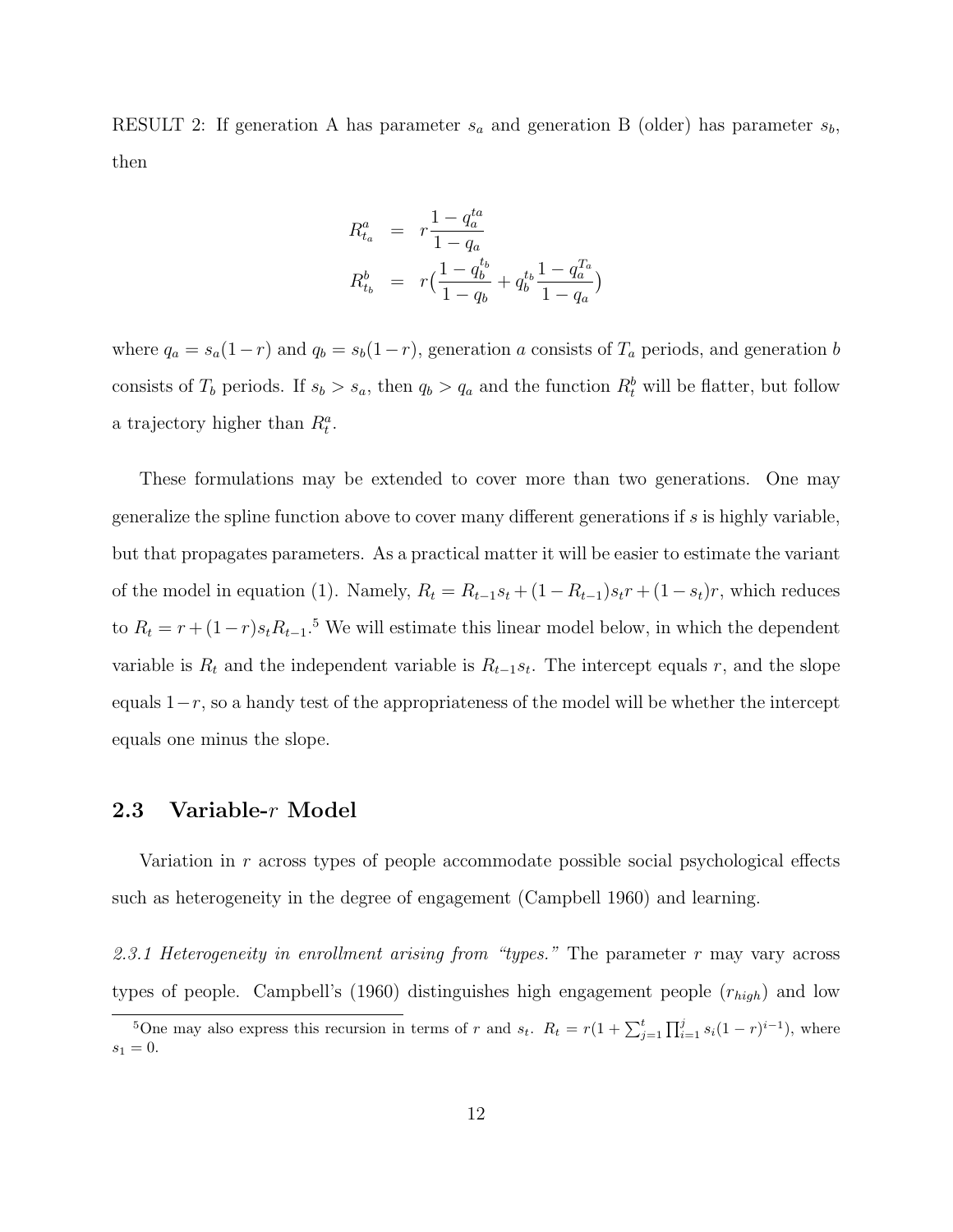RESULT 2: If generation A has parameter $s_a$ and generation B (older) has parameter $s_b$, then

$$
\begin{aligned}
R^a_{t_a} &= r\frac{1-q_a^{ta}}{1-q_a} \\
R^b_{t_b} &= r\big(\frac{1-q_b^{t_b}}{1-q_b} + q_b^{t_b}\frac{1-q_a^{T_a}}{1-q_a}\big)
\end{aligned}
$$

where $q_a = s_a(1-r)$ and $q_b = s_b(1-r)$, generation $a$ consists of $T_a$ periods, and generation $b$ consists of $T_b$ periods. If $s_b > s_a$, then $q_b > q_a$ and the function $R^b_t$ will be flatter, but follow a trajectory higher than $R^a_t$.

These formulations may be extended to cover more than two generations. One may generalize the spline function above to cover many different generations if $s$ is highly variable, but that propagates parameters. As a practical matter it will be easier to estimate the variant of the model in equation (1). Namely, $R_t = R_{t-1}s_t + (1-R_{t-1})s_t r + (1-s_t)r$, which reduces to $R_t = r + (1-r)s_t R_{t-1}$.[5] We will estimate this linear model below, in which the dependent variable is $R_t$ and the independent variable is $R_{t-1}s_t$. The intercept equals $r$, and the slope equals $1-r$, so a handy test of the appropriateness of the model will be whether the intercept equals one minus the slope.

## 2.3 Variable-$r$ Model

Variation in $r$ across types of people accommodate possible social psychological effects such as heterogeneity in the degree of engagement (Campbell 1960) and learning.

*2.3.1 Heterogeneity in enrollment arising from "types."* The parameter $r$ may vary across types of people. Campbell's (1960) distinguishes high engagement people ($r_{high}$) and low

[5]One may also express this recursion in terms of $r$ and $s_t$. $R_t = r(1 + \sum_{j=1}^{t}\prod_{i=1}^{j} s_i(1-r)^{i-1})$, where $s_1 = 0$.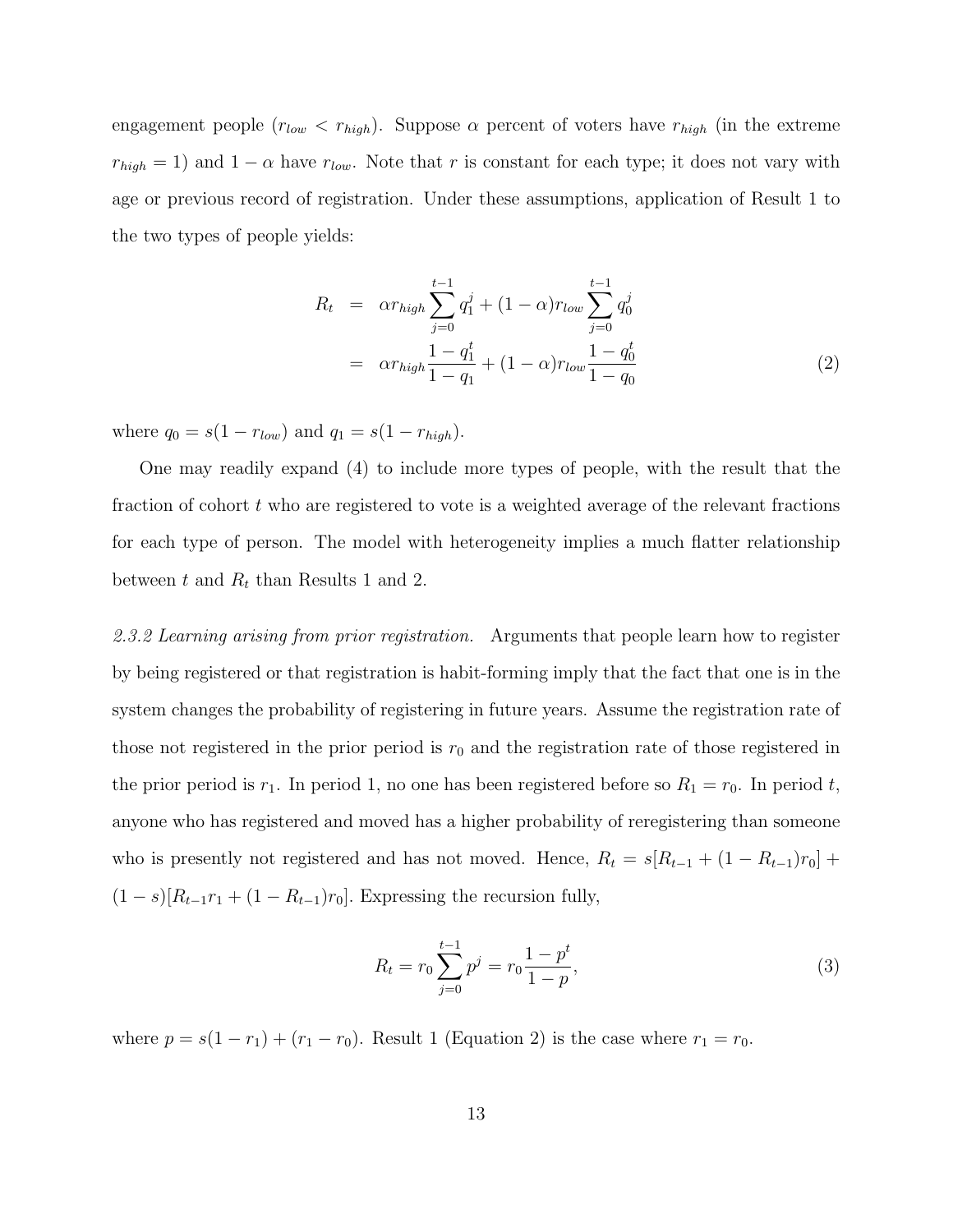engagement people ($r_{low} < r_{high}$). Suppose $\alpha$ percent of voters have $r_{high}$ (in the extreme $r_{high} = 1$) and $1 - \alpha$ have $r_{low}$. Note that $r$ is constant for each type; it does not vary with age or previous record of registration. Under these assumptions, application of Result 1 to the two types of people yields:

$$
\begin{aligned}
R_t &= \alpha r_{high} \sum_{j=0}^{t-1} q_1^j + (1-\alpha) r_{low} \sum_{j=0}^{t-1} q_0^j \\
&= \alpha r_{high} \frac{1 - q_1^t}{1 - q_1} + (1-\alpha) r_{low} \frac{1 - q_0^t}{1 - q_0}
\end{aligned}
\tag{2}
$$

where $q_0 = s(1 - r_{low})$ and $q_1 = s(1 - r_{high})$.

One may readily expand (4) to include more types of people, with the result that the fraction of cohort $t$ who are registered to vote is a weighted average of the relevant fractions for each type of person. The model with heterogeneity implies a much flatter relationship between $t$ and $R_t$ than Results 1 and 2.

*2.3.2 Learning arising from prior registration.* Arguments that people learn how to register by being registered or that registration is habit-forming imply that the fact that one is in the system changes the probability of registering in future years. Assume the registration rate of those not registered in the prior period is $r_0$ and the registration rate of those registered in the prior period is $r_1$. In period 1, no one has been registered before so $R_1 = r_0$. In period $t$, anyone who has registered and moved has a higher probability of reregistering than someone who is presently not registered and has not moved. Hence, $R_t = s[R_{t-1} + (1 - R_{t-1})r_0] + (1 - s)[R_{t-1}r_1 + (1 - R_{t-1})r_0]$. Expressing the recursion fully,

$$
R_t = r_0 \sum_{j=0}^{t-1} p^j = r_0 \frac{1 - p^t}{1 - p},
\tag{3}
$$

where $p = s(1 - r_1) + (r_1 - r_0)$. Result 1 (Equation 2) is the case where $r_1 = r_0$.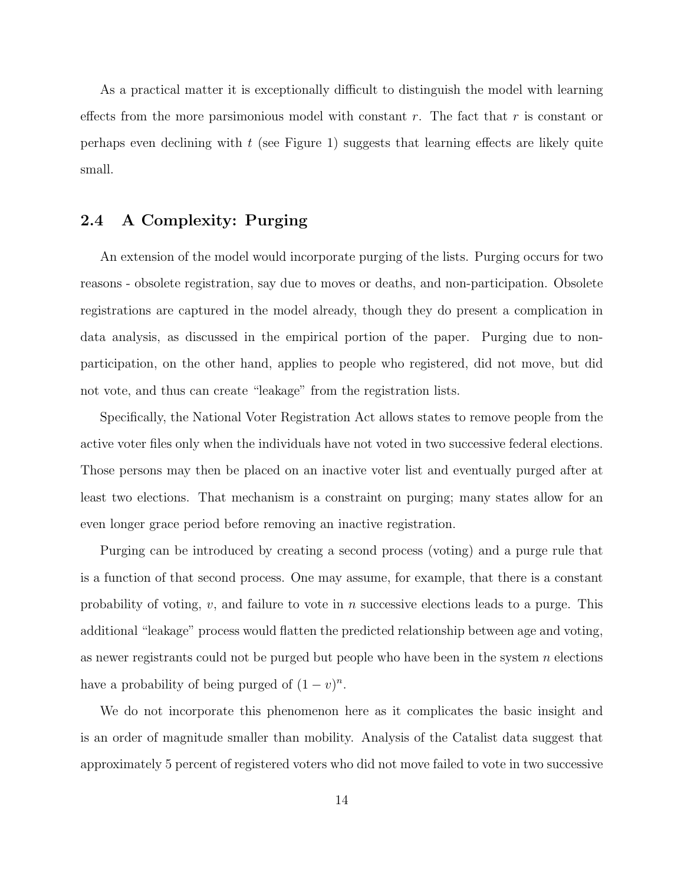As a practical matter it is exceptionally difficult to distinguish the model with learning effects from the more parsimonious model with constant $r$. The fact that $r$ is constant or perhaps even declining with $t$ (see Figure 1) suggests that learning effects are likely quite small.

### 2.4 A Complexity: Purging

An extension of the model would incorporate purging of the lists. Purging occurs for two reasons - obsolete registration, say due to moves or deaths, and non-participation. Obsolete registrations are captured in the model already, though they do present a complication in data analysis, as discussed in the empirical portion of the paper. Purging due to non-participation, on the other hand, applies to people who registered, did not move, but did not vote, and thus can create "leakage" from the registration lists.

Specifically, the National Voter Registration Act allows states to remove people from the active voter files only when the individuals have not voted in two successive federal elections. Those persons may then be placed on an inactive voter list and eventually purged after at least two elections. That mechanism is a constraint on purging; many states allow for an even longer grace period before removing an inactive registration.

Purging can be introduced by creating a second process (voting) and a purge rule that is a function of that second process. One may assume, for example, that there is a constant probability of voting, $v$, and failure to vote in $n$ successive elections leads to a purge. This additional "leakage" process would flatten the predicted relationship between age and voting, as newer registrants could not be purged but people who have been in the system $n$ elections have a probability of being purged of $(1 - v)^n$.

We do not incorporate this phenomenon here as it complicates the basic insight and is an order of magnitude smaller than mobility. Analysis of the Catalist data suggest that approximately 5 percent of registered voters who did not move failed to vote in two successive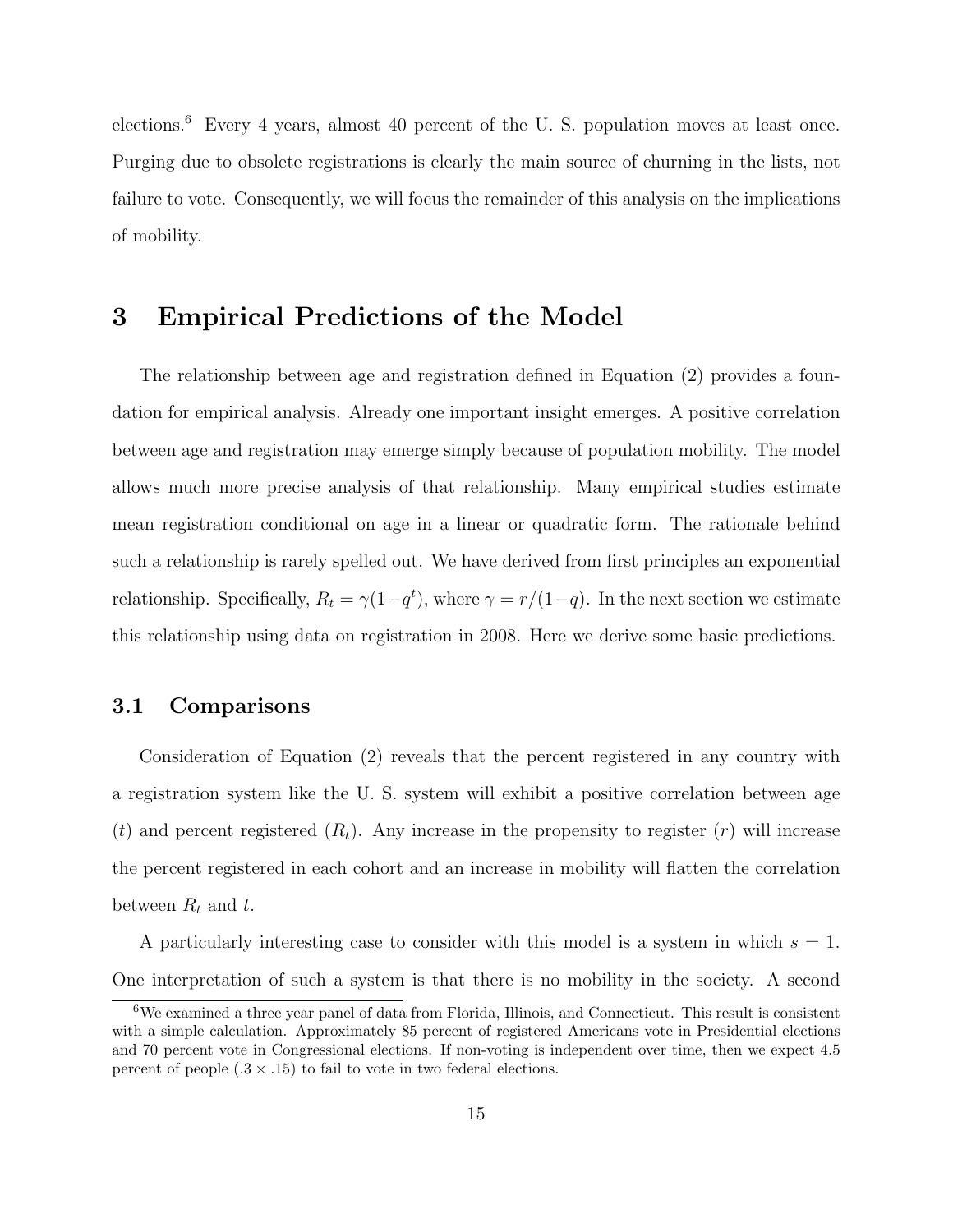elections.[6] Every 4 years, almost 40 percent of the U. S. population moves at least once. Purging due to obsolete registrations is clearly the main source of churning in the lists, not failure to vote. Consequently, we will focus the remainder of this analysis on the implications of mobility.

## 3 Empirical Predictions of the Model

The relationship between age and registration defined in Equation (2) provides a foundation for empirical analysis. Already one important insight emerges. A positive correlation between age and registration may emerge simply because of population mobility. The model allows much more precise analysis of that relationship. Many empirical studies estimate mean registration conditional on age in a linear or quadratic form. The rationale behind such a relationship is rarely spelled out. We have derived from first principles an exponential relationship. Specifically, $R_t = \gamma(1-q^t)$, where $\gamma = r/(1-q)$. In the next section we estimate this relationship using data on registration in 2008. Here we derive some basic predictions.

### 3.1 Comparisons

Consideration of Equation (2) reveals that the percent registered in any country with a registration system like the U. S. system will exhibit a positive correlation between age ($t$) and percent registered ($R_t$). Any increase in the propensity to register ($r$) will increase the percent registered in each cohort and an increase in mobility will flatten the correlation between $R_t$ and $t$.

A particularly interesting case to consider with this model is a system in which $s = 1$. One interpretation of such a system is that there is no mobility in the society. A second

[6] We examined a three year panel of data from Florida, Illinois, and Connecticut. This result is consistent with a simple calculation. Approximately 85 percent of registered Americans vote in Presidential elections and 70 percent vote in Congressional elections. If non-voting is independent over time, then we expect 4.5 percent of people ($.3 \times .15$) to fail to vote in two federal elections.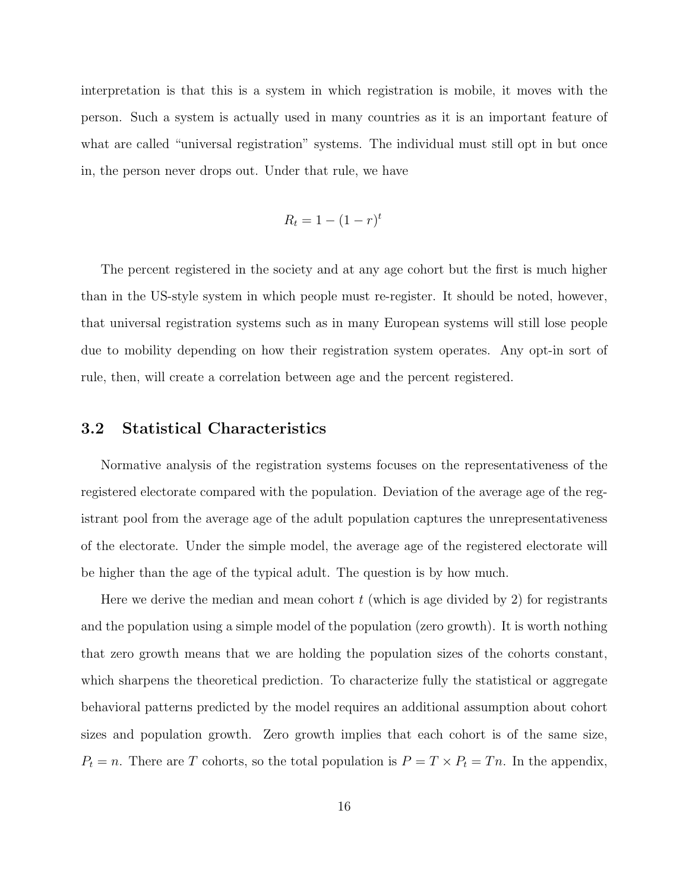interpretation is that this is a system in which registration is mobile, it moves with the person. Such a system is actually used in many countries as it is an important feature of what are called "universal registration" systems. The individual must still opt in but once in, the person never drops out. Under that rule, we have

$$R_t = 1 - (1 - r)^t$$

The percent registered in the society and at any age cohort but the first is much higher than in the US-style system in which people must re-register. It should be noted, however, that universal registration systems such as in many European systems will still lose people due to mobility depending on how their registration system operates. Any opt-in sort of rule, then, will create a correlation between age and the percent registered.

### 3.2 Statistical Characteristics

Normative analysis of the registration systems focuses on the representativeness of the registered electorate compared with the population. Deviation of the average age of the registrant pool from the average age of the adult population captures the unrepresentativeness of the electorate. Under the simple model, the average age of the registered electorate will be higher than the age of the typical adult. The question is by how much.

Here we derive the median and mean cohort $t$ (which is age divided by 2) for registrants and the population using a simple model of the population (zero growth). It is worth nothing that zero growth means that we are holding the population sizes of the cohorts constant, which sharpens the theoretical prediction. To characterize fully the statistical or aggregate behavioral patterns predicted by the model requires an additional assumption about cohort sizes and population growth. Zero growth implies that each cohort is of the same size, $P_t = n$. There are $T$ cohorts, so the total population is $P = T \times P_t = Tn$. In the appendix,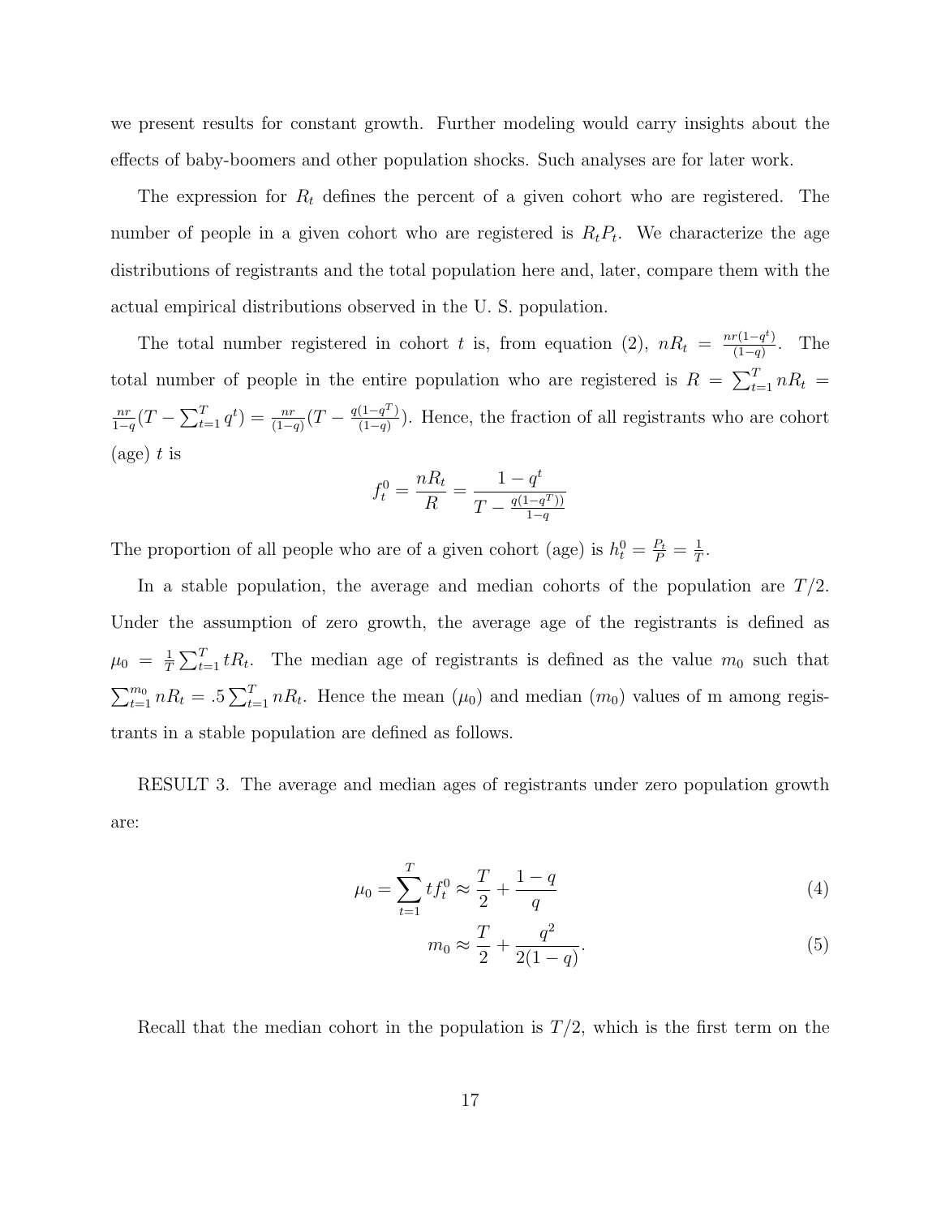we present results for constant growth. Further modeling would carry insights about the effects of baby-boomers and other population shocks. Such analyses are for later work.

The expression for $R_t$ defines the percent of a given cohort who are registered. The number of people in a given cohort who are registered is $R_t P_t$. We characterize the age distributions of registrants and the total population here and, later, compare them with the actual empirical distributions observed in the U. S. population.

The total number registered in cohort $t$ is, from equation (2), $nR_t = \frac{nr(1-q^t)}{(1-q)}$. The total number of people in the entire population who are registered is $R = \sum_{t=1}^{T} nR_t = \frac{nr}{1-q}(T - \sum_{t=1}^{T} q^t) = \frac{nr}{(1-q)}(T - \frac{q(1-q^T)}{(1-q)})$. Hence, the fraction of all registrants who are cohort (age) $t$ is

$$f_t^0 = \frac{nR_t}{R} = \frac{1-q^t}{T - \frac{q(1-q^T))}{1-q}}$$

The proportion of all people who are of a given cohort (age) is $h_t^0 = \frac{P_t}{P} = \frac{1}{T}$.

In a stable population, the average and median cohorts of the population are $T/2$. Under the assumption of zero growth, the average age of the registrants is defined as $\mu_0 = \frac{1}{T}\sum_{t=1}^{T} tR_t$. The median age of registrants is defined as the value $m_0$ such that $\sum_{t=1}^{m_0} nR_t = .5\sum_{t=1}^{T} nR_t$. Hence the mean ($\mu_0$) and median ($m_0$) values of m among registrants in a stable population are defined as follows.

RESULT 3. The average and median ages of registrants under zero population growth are:

$$\mu_0 = \sum_{t=1}^{T} tf_t^0 \approx \frac{T}{2} + \frac{1-q}{q} \tag{4}$$

$$m_0 \approx \frac{T}{2} + \frac{q^2}{2(1-q)}. \tag{5}$$

Recall that the median cohort in the population is $T/2$, which is the first term on the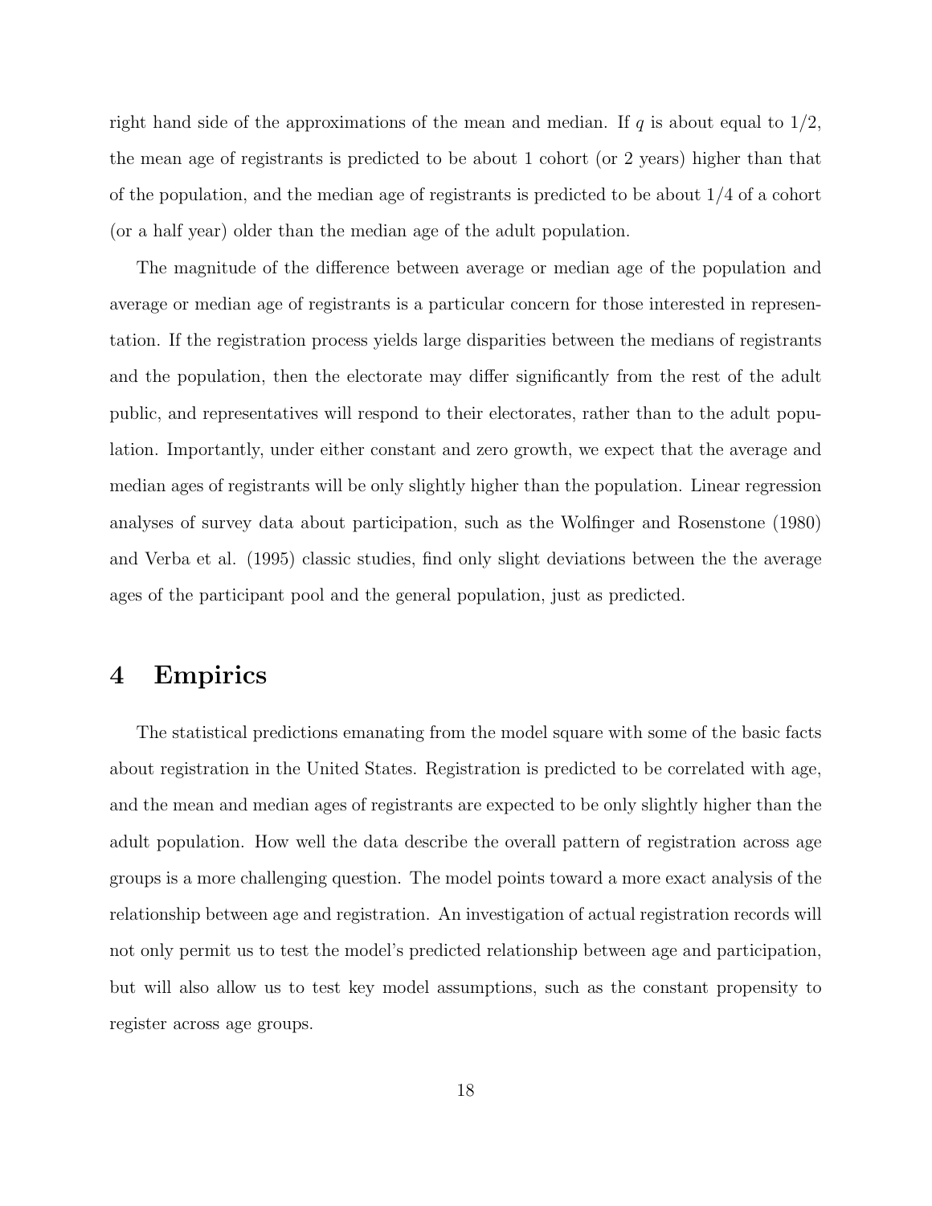right hand side of the approximations of the mean and median. If $q$ is about equal to $1/2$, the mean age of registrants is predicted to be about 1 cohort (or 2 years) higher than that of the population, and the median age of registrants is predicted to be about $1/4$ of a cohort (or a half year) older than the median age of the adult population.

The magnitude of the difference between average or median age of the population and average or median age of registrants is a particular concern for those interested in representation. If the registration process yields large disparities between the medians of registrants and the population, then the electorate may differ significantly from the rest of the adult public, and representatives will respond to their electorates, rather than to the adult population. Importantly, under either constant and zero growth, we expect that the average and median ages of registrants will be only slightly higher than the population. Linear regression analyses of survey data about participation, such as the Wolfinger and Rosenstone (1980) and Verba et al. (1995) classic studies, find only slight deviations between the the average ages of the participant pool and the general population, just as predicted.

# 4 Empirics

The statistical predictions emanating from the model square with some of the basic facts about registration in the United States. Registration is predicted to be correlated with age, and the mean and median ages of registrants are expected to be only slightly higher than the adult population. How well the data describe the overall pattern of registration across age groups is a more challenging question. The model points toward a more exact analysis of the relationship between age and registration. An investigation of actual registration records will not only permit us to test the model's predicted relationship between age and participation, but will also allow us to test key model assumptions, such as the constant propensity to register across age groups.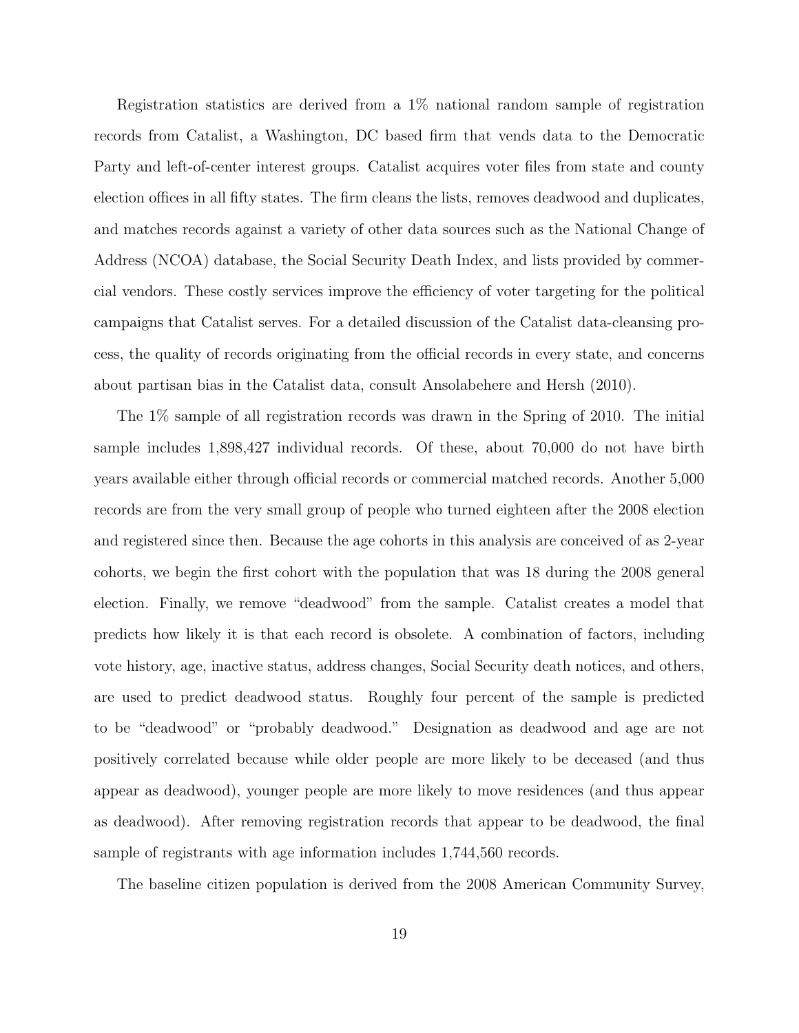Registration statistics are derived from a 1% national random sample of registration records from Catalist, a Washington, DC based firm that vends data to the Democratic Party and left-of-center interest groups. Catalist acquires voter files from state and county election offices in all fifty states. The firm cleans the lists, removes deadwood and duplicates, and matches records against a variety of other data sources such as the National Change of Address (NCOA) database, the Social Security Death Index, and lists provided by commercial vendors. These costly services improve the efficiency of voter targeting for the political campaigns that Catalist serves. For a detailed discussion of the Catalist data-cleansing process, the quality of records originating from the official records in every state, and concerns about partisan bias in the Catalist data, consult Ansolabehere and Hersh (2010).

The 1% sample of all registration records was drawn in the Spring of 2010. The initial sample includes 1,898,427 individual records. Of these, about 70,000 do not have birth years available either through official records or commercial matched records. Another 5,000 records are from the very small group of people who turned eighteen after the 2008 election and registered since then. Because the age cohorts in this analysis are conceived of as 2-year cohorts, we begin the first cohort with the population that was 18 during the 2008 general election. Finally, we remove "deadwood" from the sample. Catalist creates a model that predicts how likely it is that each record is obsolete. A combination of factors, including vote history, age, inactive status, address changes, Social Security death notices, and others, are used to predict deadwood status. Roughly four percent of the sample is predicted to be "deadwood" or "probably deadwood." Designation as deadwood and age are not positively correlated because while older people are more likely to be deceased (and thus appear as deadwood), younger people are more likely to move residences (and thus appear as deadwood). After removing registration records that appear to be deadwood, the final sample of registrants with age information includes 1,744,560 records.

The baseline citizen population is derived from the 2008 American Community Survey,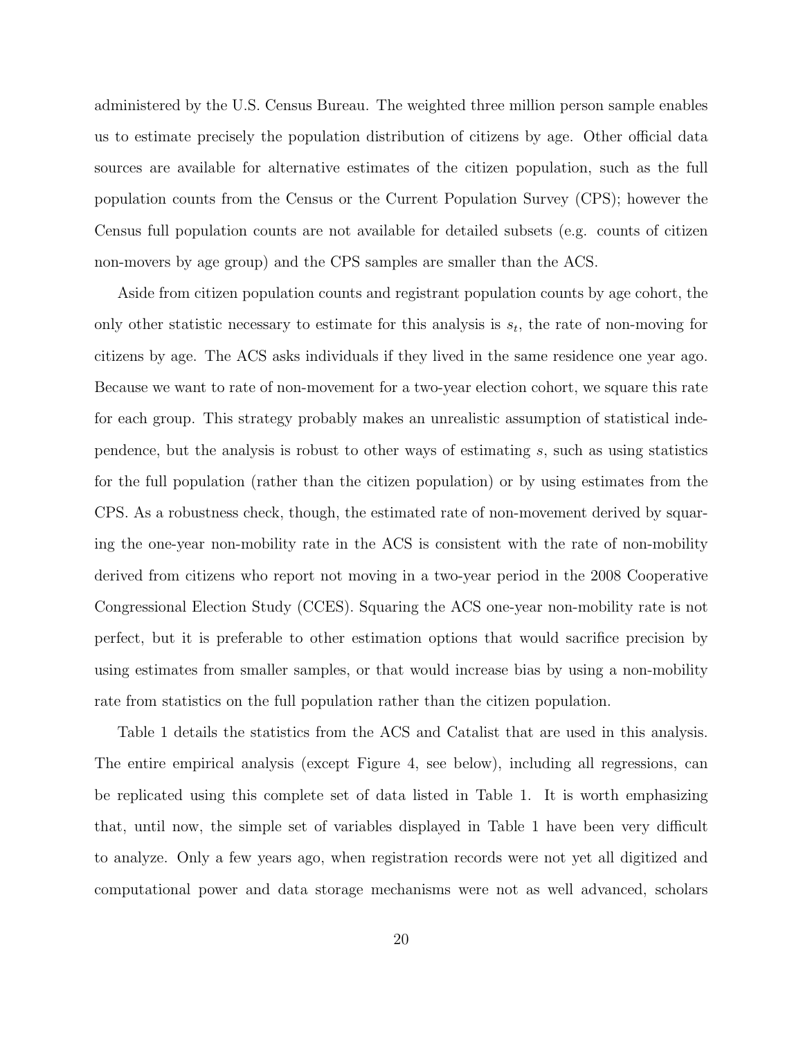administered by the U.S. Census Bureau. The weighted three million person sample enables us to estimate precisely the population distribution of citizens by age. Other official data sources are available for alternative estimates of the citizen population, such as the full population counts from the Census or the Current Population Survey (CPS); however the Census full population counts are not available for detailed subsets (e.g. counts of citizen non-movers by age group) and the CPS samples are smaller than the ACS.

Aside from citizen population counts and registrant population counts by age cohort, the only other statistic necessary to estimate for this analysis is $s_t$, the rate of non-moving for citizens by age. The ACS asks individuals if they lived in the same residence one year ago. Because we want to rate of non-movement for a two-year election cohort, we square this rate for each group. This strategy probably makes an unrealistic assumption of statistical independence, but the analysis is robust to other ways of estimating $s$, such as using statistics for the full population (rather than the citizen population) or by using estimates from the CPS. As a robustness check, though, the estimated rate of non-movement derived by squaring the one-year non-mobility rate in the ACS is consistent with the rate of non-mobility derived from citizens who report not moving in a two-year period in the 2008 Cooperative Congressional Election Study (CCES). Squaring the ACS one-year non-mobility rate is not perfect, but it is preferable to other estimation options that would sacrifice precision by using estimates from smaller samples, or that would increase bias by using a non-mobility rate from statistics on the full population rather than the citizen population.

Table 1 details the statistics from the ACS and Catalist that are used in this analysis. The entire empirical analysis (except Figure 4, see below), including all regressions, can be replicated using this complete set of data listed in Table 1. It is worth emphasizing that, until now, the simple set of variables displayed in Table 1 have been very difficult to analyze. Only a few years ago, when registration records were not yet all digitized and computational power and data storage mechanisms were not as well advanced, scholars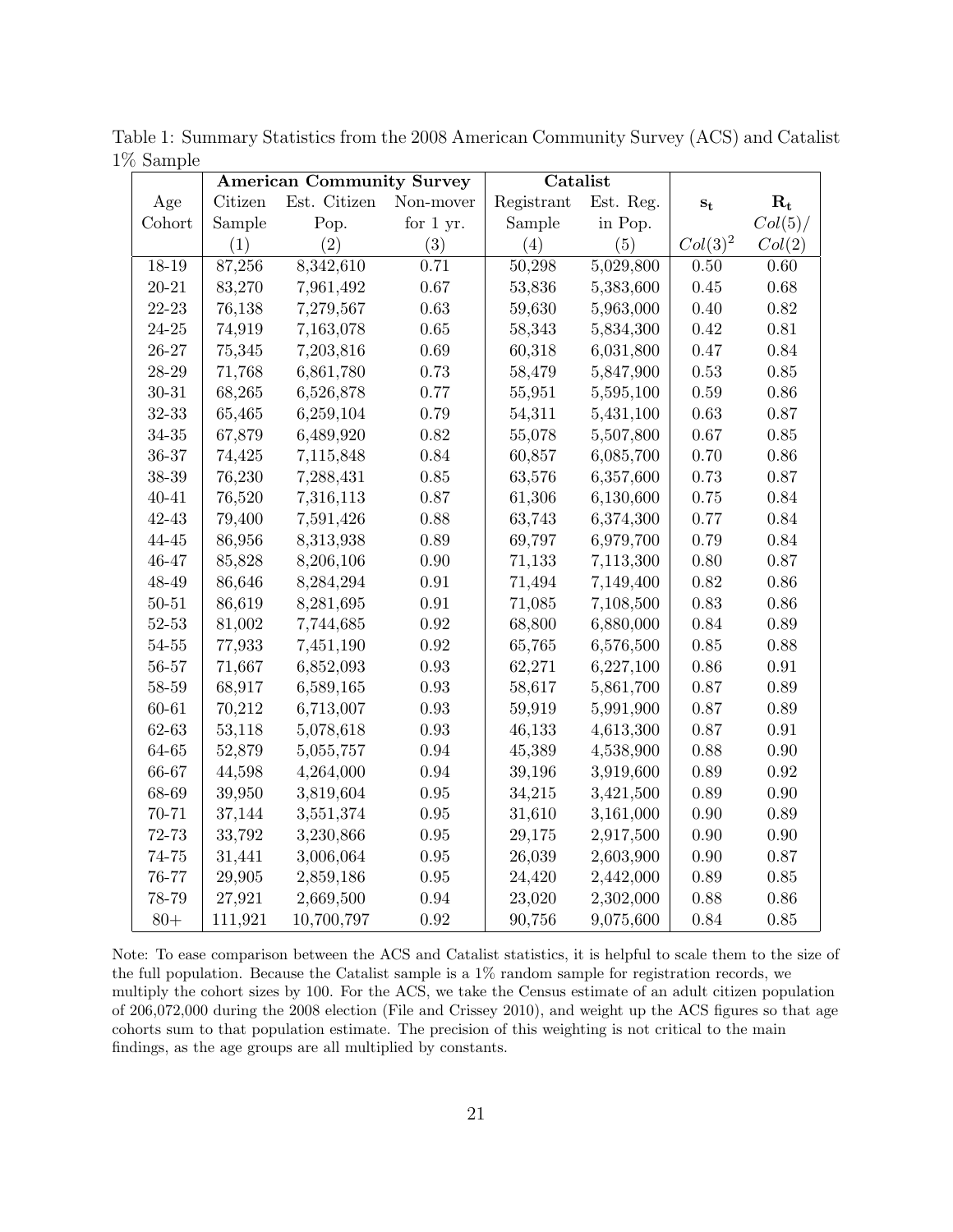Table 1: Summary Statistics from the 2008 American Community Survey (ACS) and Catalist 1% Sample

| | **American Community Survey** | | | **Catalist** | | | |
|---|---|---|---|---|---|---|---|
| Age Cohort | Citizen Sample | Est. Citizen Pop. | Non-mover for 1 yr. | Registrant Sample | Est. Reg. in Pop. | $\mathbf{s_t}$ | $\mathbf{R_t}$ $Col(5)/$ |
| | (1) | (2) | (3) | (4) | (5) | $Col(3)^2$ | $Col(2)$ |
| 18-19 | 87,256 | 8,342,610 | 0.71 | 50,298 | 5,029,800 | 0.50 | 0.60 |
| 20-21 | 83,270 | 7,961,492 | 0.67 | 53,836 | 5,383,600 | 0.45 | 0.68 |
| 22-23 | 76,138 | 7,279,567 | 0.63 | 59,630 | 5,963,000 | 0.40 | 0.82 |
| 24-25 | 74,919 | 7,163,078 | 0.65 | 58,343 | 5,834,300 | 0.42 | 0.81 |
| 26-27 | 75,345 | 7,203,816 | 0.69 | 60,318 | 6,031,800 | 0.47 | 0.84 |
| 28-29 | 71,768 | 6,861,780 | 0.73 | 58,479 | 5,847,900 | 0.53 | 0.85 |
| 30-31 | 68,265 | 6,526,878 | 0.77 | 55,951 | 5,595,100 | 0.59 | 0.86 |
| 32-33 | 65,465 | 6,259,104 | 0.79 | 54,311 | 5,431,100 | 0.63 | 0.87 |
| 34-35 | 67,879 | 6,489,920 | 0.82 | 55,078 | 5,507,800 | 0.67 | 0.85 |
| 36-37 | 74,425 | 7,115,848 | 0.84 | 60,857 | 6,085,700 | 0.70 | 0.86 |
| 38-39 | 76,230 | 7,288,431 | 0.85 | 63,576 | 6,357,600 | 0.73 | 0.87 |
| 40-41 | 76,520 | 7,316,113 | 0.87 | 61,306 | 6,130,600 | 0.75 | 0.84 |
| 42-43 | 79,400 | 7,591,426 | 0.88 | 63,743 | 6,374,300 | 0.77 | 0.84 |
| 44-45 | 86,956 | 8,313,938 | 0.89 | 69,797 | 6,979,700 | 0.79 | 0.84 |
| 46-47 | 85,828 | 8,206,106 | 0.90 | 71,133 | 7,113,300 | 0.80 | 0.87 |
| 48-49 | 86,646 | 8,284,294 | 0.91 | 71,494 | 7,149,400 | 0.82 | 0.86 |
| 50-51 | 86,619 | 8,281,695 | 0.91 | 71,085 | 7,108,500 | 0.83 | 0.86 |
| 52-53 | 81,002 | 7,744,685 | 0.92 | 68,800 | 6,880,000 | 0.84 | 0.89 |
| 54-55 | 77,933 | 7,451,190 | 0.92 | 65,765 | 6,576,500 | 0.85 | 0.88 |
| 56-57 | 71,667 | 6,852,093 | 0.93 | 62,271 | 6,227,100 | 0.86 | 0.91 |
| 58-59 | 68,917 | 6,589,165 | 0.93 | 58,617 | 5,861,700 | 0.87 | 0.89 |
| 60-61 | 70,212 | 6,713,007 | 0.93 | 59,919 | 5,991,900 | 0.87 | 0.89 |
| 62-63 | 53,118 | 5,078,618 | 0.93 | 46,133 | 4,613,300 | 0.87 | 0.91 |
| 64-65 | 52,879 | 5,055,757 | 0.94 | 45,389 | 4,538,900 | 0.88 | 0.90 |
| 66-67 | 44,598 | 4,264,000 | 0.94 | 39,196 | 3,919,600 | 0.89 | 0.92 |
| 68-69 | 39,950 | 3,819,604 | 0.95 | 34,215 | 3,421,500 | 0.89 | 0.90 |
| 70-71 | 37,144 | 3,551,374 | 0.95 | 31,610 | 3,161,000 | 0.90 | 0.89 |
| 72-73 | 33,792 | 3,230,866 | 0.95 | 29,175 | 2,917,500 | 0.90 | 0.90 |
| 74-75 | 31,441 | 3,006,064 | 0.95 | 26,039 | 2,603,900 | 0.90 | 0.87 |
| 76-77 | 29,905 | 2,859,186 | 0.95 | 24,420 | 2,442,000 | 0.89 | 0.85 |
| 78-79 | 27,921 | 2,669,500 | 0.94 | 23,020 | 2,302,000 | 0.88 | 0.86 |
| 80+ | 111,921 | 10,700,797 | 0.92 | 90,756 | 9,075,600 | 0.84 | 0.85 |

Note: To ease comparison between the ACS and Catalist statistics, it is helpful to scale them to the size of the full population. Because the Catalist sample is a 1% random sample for registration records, we multiply the cohort sizes by 100. For the ACS, we take the Census estimate of an adult citizen population of 206,072,000 during the 2008 election (File and Crissey 2010), and weight up the ACS figures so that age cohorts sum to that population estimate. The precision of this weighting is not critical to the main findings, as the age groups are all multiplied by constants.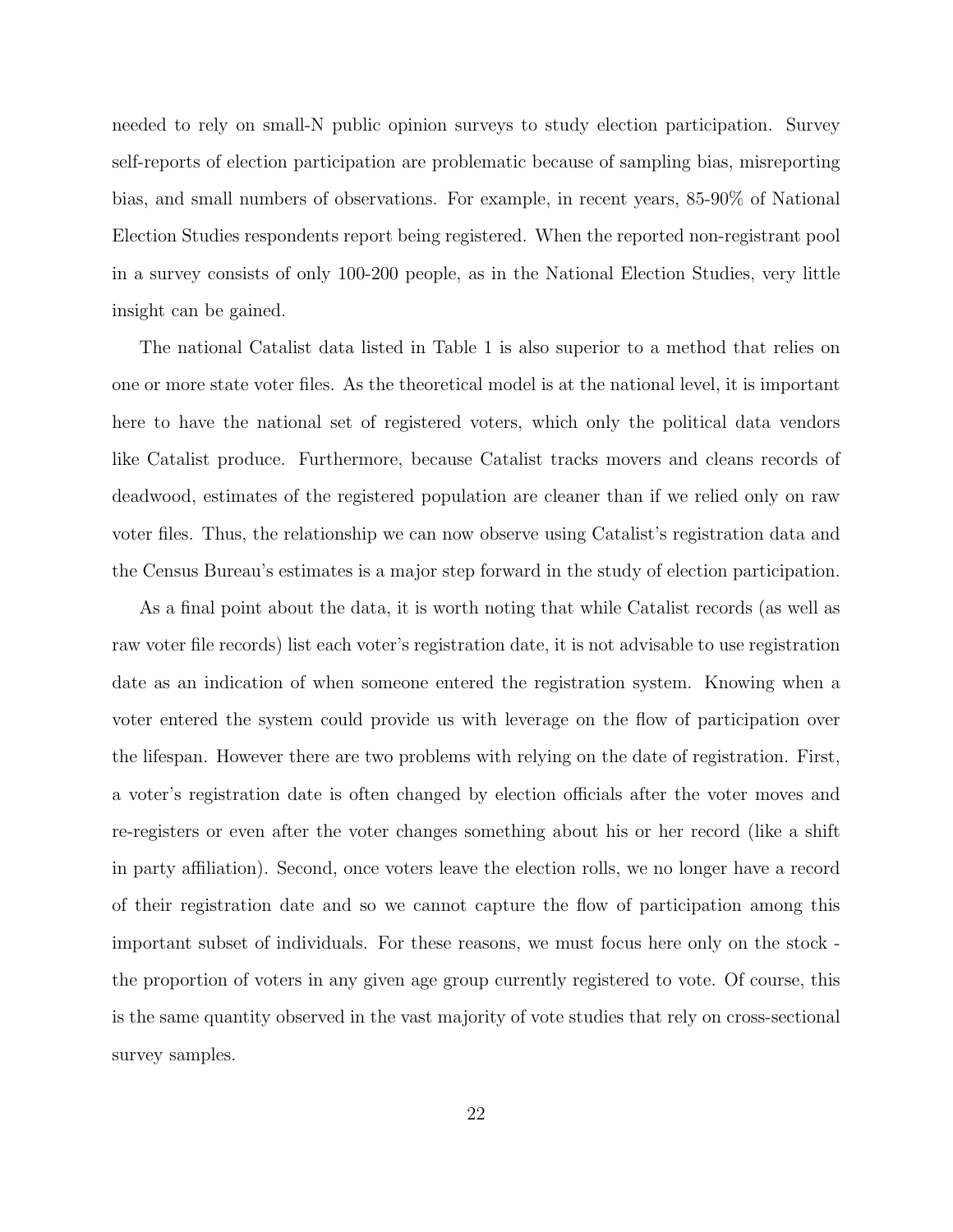needed to rely on small-N public opinion surveys to study election participation. Survey self-reports of election participation are problematic because of sampling bias, misreporting bias, and small numbers of observations. For example, in recent years, 85-90% of National Election Studies respondents report being registered. When the reported non-registrant pool in a survey consists of only 100-200 people, as in the National Election Studies, very little insight can be gained.

The national Catalist data listed in Table 1 is also superior to a method that relies on one or more state voter files. As the theoretical model is at the national level, it is important here to have the national set of registered voters, which only the political data vendors like Catalist produce. Furthermore, because Catalist tracks movers and cleans records of deadwood, estimates of the registered population are cleaner than if we relied only on raw voter files. Thus, the relationship we can now observe using Catalist's registration data and the Census Bureau's estimates is a major step forward in the study of election participation.

As a final point about the data, it is worth noting that while Catalist records (as well as raw voter file records) list each voter's registration date, it is not advisable to use registration date as an indication of when someone entered the registration system. Knowing when a voter entered the system could provide us with leverage on the flow of participation over the lifespan. However there are two problems with relying on the date of registration. First, a voter's registration date is often changed by election officials after the voter moves and re-registers or even after the voter changes something about his or her record (like a shift in party affiliation). Second, once voters leave the election rolls, we no longer have a record of their registration date and so we cannot capture the flow of participation among this important subset of individuals. For these reasons, we must focus here only on the stock - the proportion of voters in any given age group currently registered to vote. Of course, this is the same quantity observed in the vast majority of vote studies that rely on cross-sectional survey samples.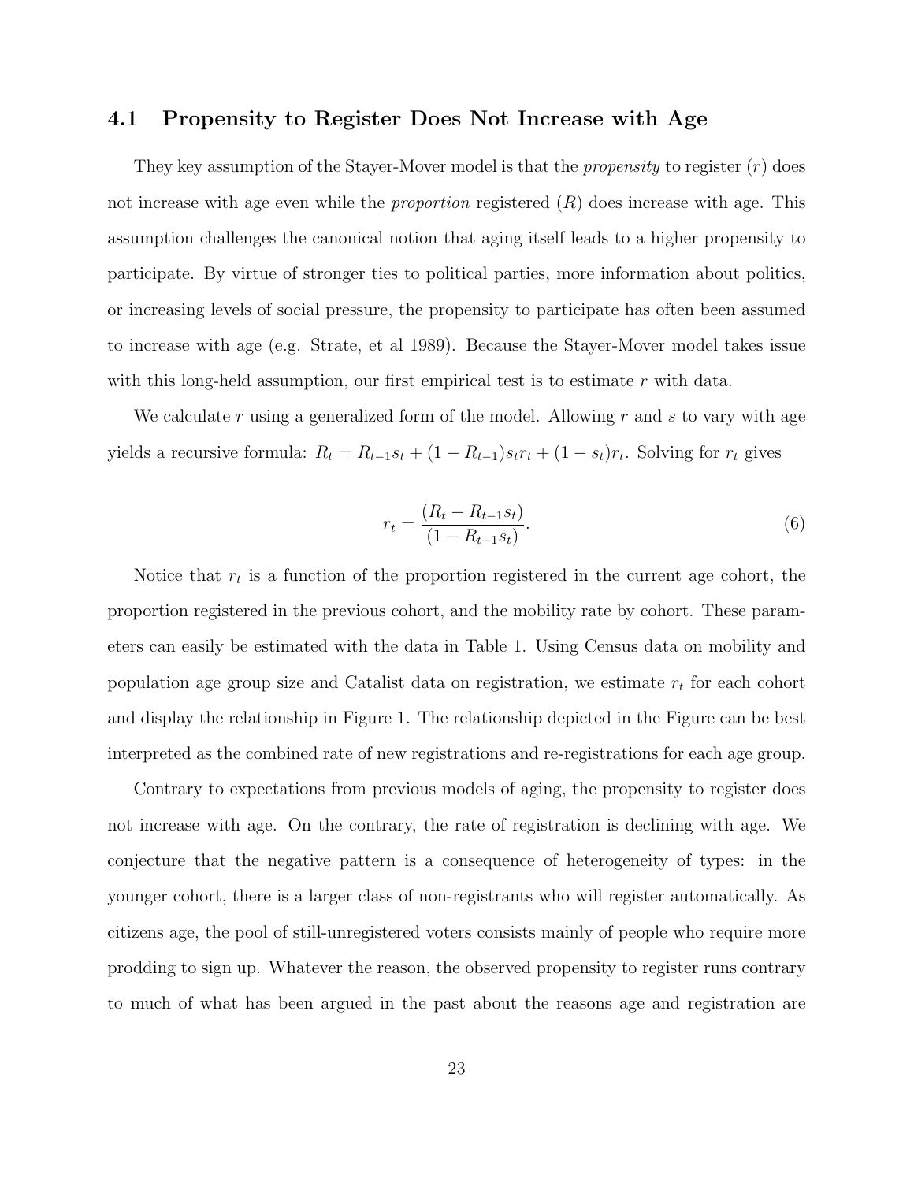### 4.1 Propensity to Register Does Not Increase with Age

They key assumption of the Stayer-Mover model is that the *propensity* to register ($r$) does not increase with age even while the *proportion* registered ($R$) does increase with age. This assumption challenges the canonical notion that aging itself leads to a higher propensity to participate. By virtue of stronger ties to political parties, more information about politics, or increasing levels of social pressure, the propensity to participate has often been assumed to increase with age (e.g. Strate, et al 1989). Because the Stayer-Mover model takes issue with this long-held assumption, our first empirical test is to estimate $r$ with data.

We calculate $r$ using a generalized form of the model. Allowing $r$ and $s$ to vary with age yields a recursive formula: $R_t = R_{t-1}s_t + (1 - R_{t-1})s_t r_t + (1 - s_t)r_t$. Solving for $r_t$ gives

$$r_t = \frac{(R_t - R_{t-1}s_t)}{(1 - R_{t-1}s_t)}. \tag{6}$$

Notice that $r_t$ is a function of the proportion registered in the current age cohort, the proportion registered in the previous cohort, and the mobility rate by cohort. These parameters can easily be estimated with the data in Table 1. Using Census data on mobility and population age group size and Catalist data on registration, we estimate $r_t$ for each cohort and display the relationship in Figure 1. The relationship depicted in the Figure can be best interpreted as the combined rate of new registrations and re-registrations for each age group.

Contrary to expectations from previous models of aging, the propensity to register does not increase with age. On the contrary, the rate of registration is declining with age. We conjecture that the negative pattern is a consequence of heterogeneity of types: in the younger cohort, there is a larger class of non-registrants who will register automatically. As citizens age, the pool of still-unregistered voters consists mainly of people who require more prodding to sign up. Whatever the reason, the observed propensity to register runs contrary to much of what has been argued in the past about the reasons age and registration are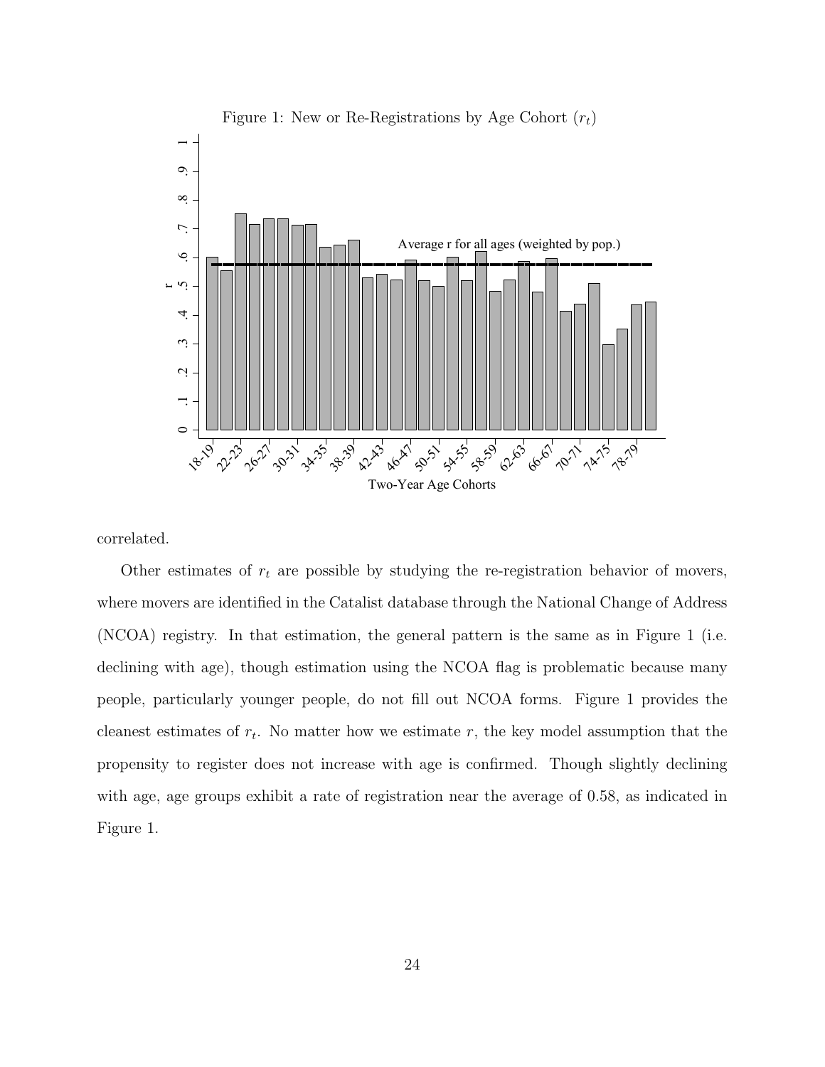Figure 1: New or Re-Registrations by Age Cohort ($r_t$)

correlated.

Other estimates of $r_t$ are possible by studying the re-registration behavior of movers, where movers are identified in the Catalist database through the National Change of Address (NCOA) registry. In that estimation, the general pattern is the same as in Figure 1 (i.e. declining with age), though estimation using the NCOA flag is problematic because many people, particularly younger people, do not fill out NCOA forms. Figure 1 provides the cleanest estimates of $r_t$. No matter how we estimate $r$, the key model assumption that the propensity to register does not increase with age is confirmed. Though slightly declining with age, age groups exhibit a rate of registration near the average of 0.58, as indicated in Figure 1.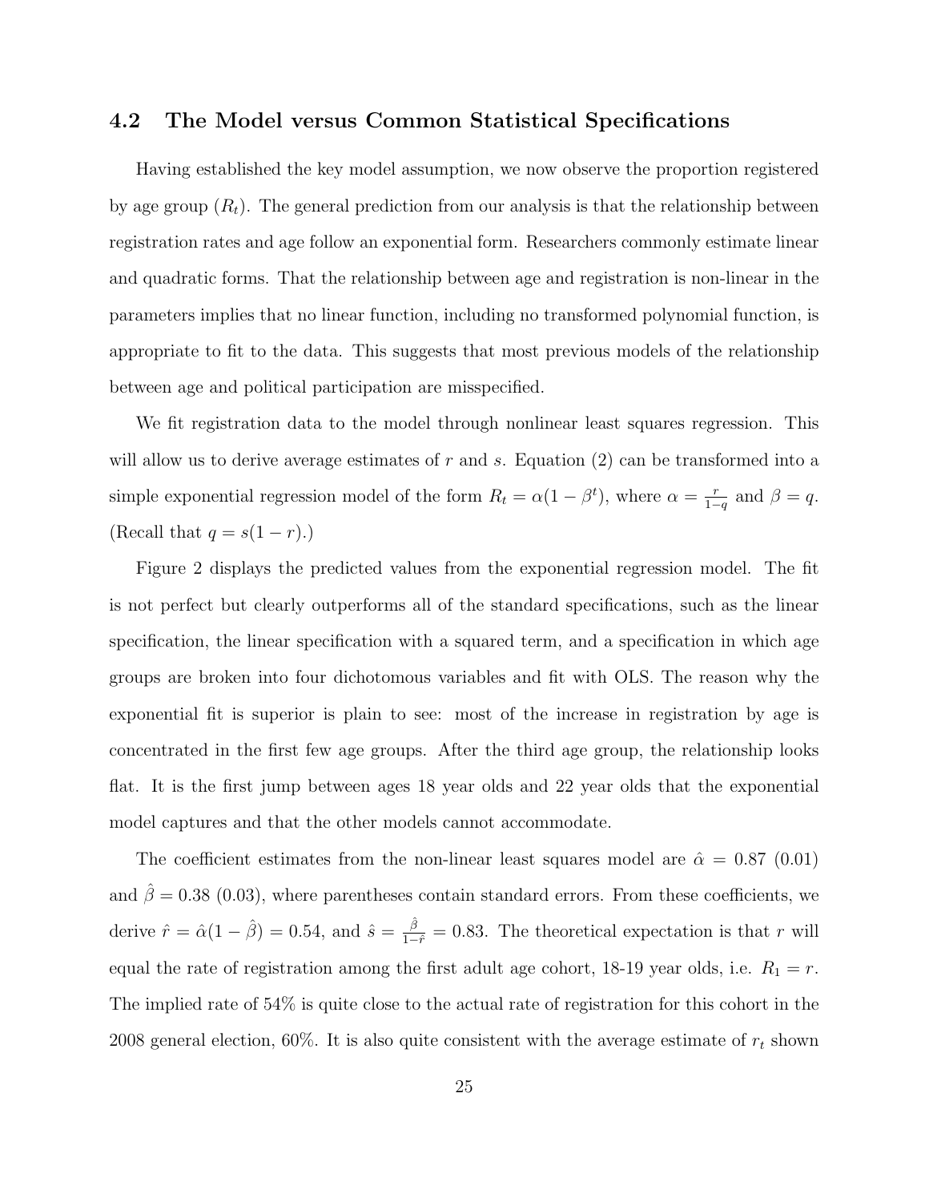### 4.2 The Model versus Common Statistical Specifications

Having established the key model assumption, we now observe the proportion registered by age group ($R_t$). The general prediction from our analysis is that the relationship between registration rates and age follow an exponential form. Researchers commonly estimate linear and quadratic forms. That the relationship between age and registration is non-linear in the parameters implies that no linear function, including no transformed polynomial function, is appropriate to fit to the data. This suggests that most previous models of the relationship between age and political participation are misspecified.

We fit registration data to the model through nonlinear least squares regression. This will allow us to derive average estimates of $r$ and $s$. Equation (2) can be transformed into a simple exponential regression model of the form $R_t = \alpha(1 - \beta^t)$, where $\alpha = \frac{r}{1-q}$ and $\beta = q$. (Recall that $q = s(1 - r)$.)

Figure 2 displays the predicted values from the exponential regression model. The fit is not perfect but clearly outperforms all of the standard specifications, such as the linear specification, the linear specification with a squared term, and a specification in which age groups are broken into four dichotomous variables and fit with OLS. The reason why the exponential fit is superior is plain to see: most of the increase in registration by age is concentrated in the first few age groups. After the third age group, the relationship looks flat. It is the first jump between ages 18 year olds and 22 year olds that the exponential model captures and that the other models cannot accommodate.

The coefficient estimates from the non-linear least squares model are $\hat{\alpha} = 0.87$ (0.01) and $\hat{\beta} = 0.38$ (0.03), where parentheses contain standard errors. From these coefficients, we derive $\hat{r} = \hat{\alpha}(1 - \hat{\beta}) = 0.54$, and $\hat{s} = \frac{\hat{\beta}}{1-\hat{r}} = 0.83$. The theoretical expectation is that $r$ will equal the rate of registration among the first adult age cohort, 18-19 year olds, i.e. $R_1 = r$. The implied rate of 54% is quite close to the actual rate of registration for this cohort in the 2008 general election, 60%. It is also quite consistent with the average estimate of $r_t$ shown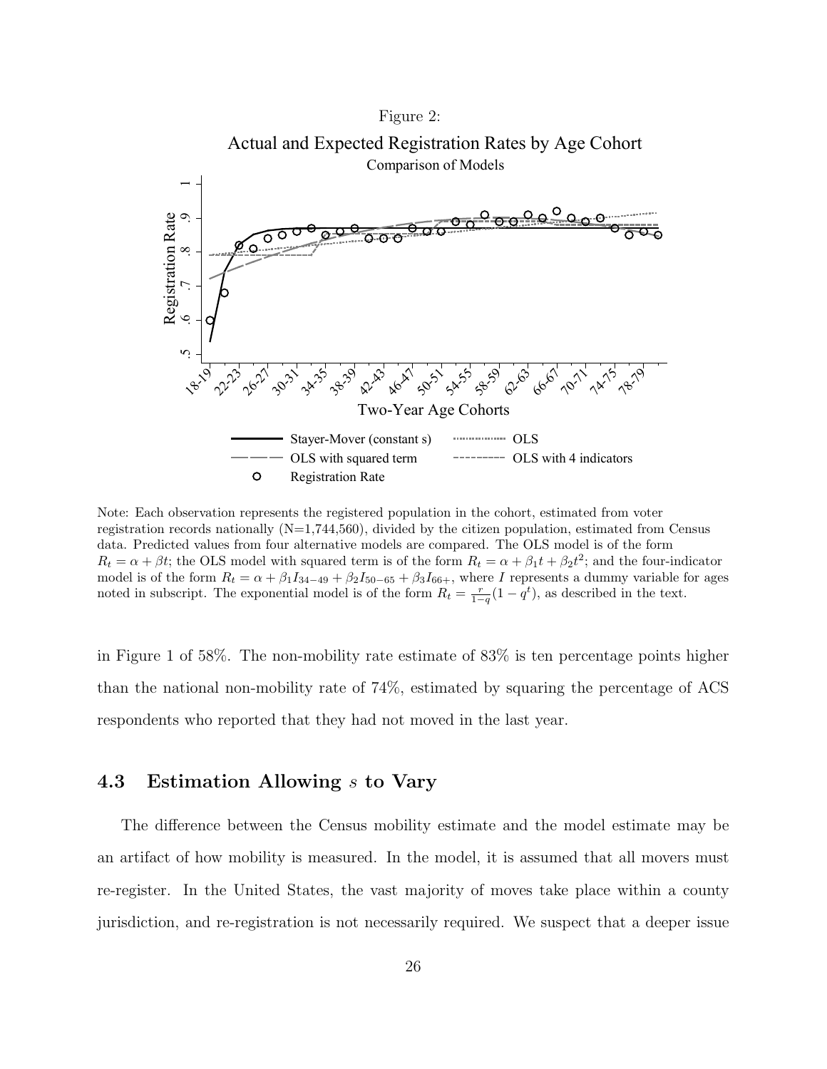Figure 2:

Actual and Expected Registration Rates by Age Cohort

Comparison of Models

Note: Each observation represents the registered population in the cohort, estimated from voter registration records nationally (N=1,744,560), divided by the citizen population, estimated from Census data. Predicted values from four alternative models are compared. The OLS model is of the form $R_t = \alpha + \beta t$; the OLS model with squared term is of the form $R_t = \alpha + \beta_1 t + \beta_2 t^2$; and the four-indicator model is of the form $R_t = \alpha + \beta_1 I_{34-49} + \beta_2 I_{50-65} + \beta_3 I_{66+}$, where $I$ represents a dummy variable for ages noted in subscript. The exponential model is of the form $R_t = \frac{r}{1-q}(1 - q^t)$, as described in the text.

in Figure 1 of 58%. The non-mobility rate estimate of 83% is ten percentage points higher than the national non-mobility rate of 74%, estimated by squaring the percentage of ACS respondents who reported that they had not moved in the last year.

## 4.3 Estimation Allowing $s$ to Vary

The difference between the Census mobility estimate and the model estimate may be an artifact of how mobility is measured. In the model, it is assumed that all movers must re-register. In the United States, the vast majority of moves take place within a county jurisdiction, and re-registration is not necessarily required. We suspect that a deeper issue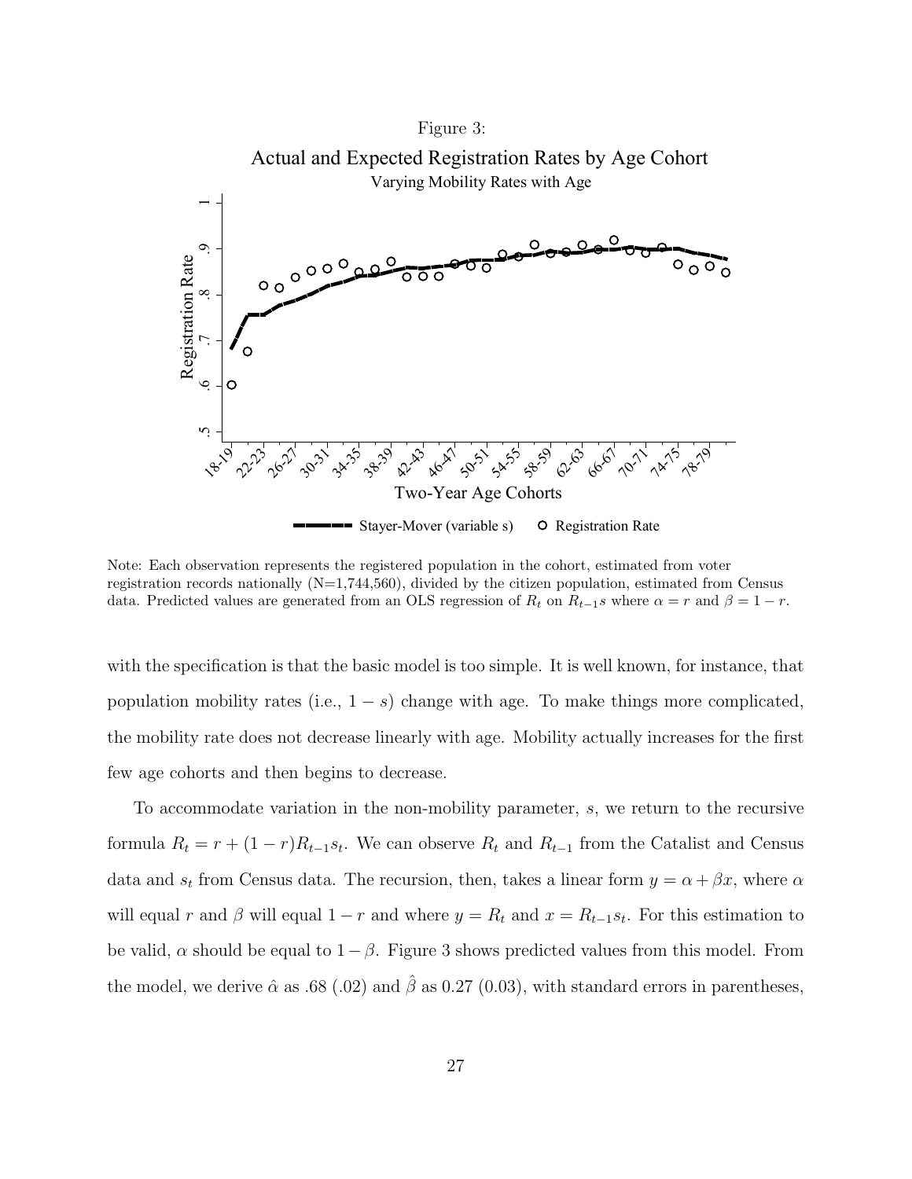Figure 3:

Actual and Expected Registration Rates by Age Cohort

Varying Mobility Rates with Age

Note: Each observation represents the registered population in the cohort, estimated from voter registration records nationally (N=1,744,560), divided by the citizen population, estimated from Census data. Predicted values are generated from an OLS regression of $R_t$ on $R_{t-1}s$ where $\alpha = r$ and $\beta = 1 - r$.

with the specification is that the basic model is too simple. It is well known, for instance, that population mobility rates (i.e., $1 - s$) change with age. To make things more complicated, the mobility rate does not decrease linearly with age. Mobility actually increases for the first few age cohorts and then begins to decrease.

To accommodate variation in the non-mobility parameter, $s$, we return to the recursive formula $R_t = r + (1 - r)R_{t-1}s_t$. We can observe $R_t$ and $R_{t-1}$ from the Catalist and Census data and $s_t$ from Census data. The recursion, then, takes a linear form $y = \alpha + \beta x$, where $\alpha$ will equal $r$ and $\beta$ will equal $1 - r$ and where $y = R_t$ and $x = R_{t-1}s_t$. For this estimation to be valid, $\alpha$ should be equal to $1 - \beta$. Figure 3 shows predicted values from this model. From the model, we derive $\hat{\alpha}$ as .68 (.02) and $\hat{\beta}$ as 0.27 (0.03), with standard errors in parentheses,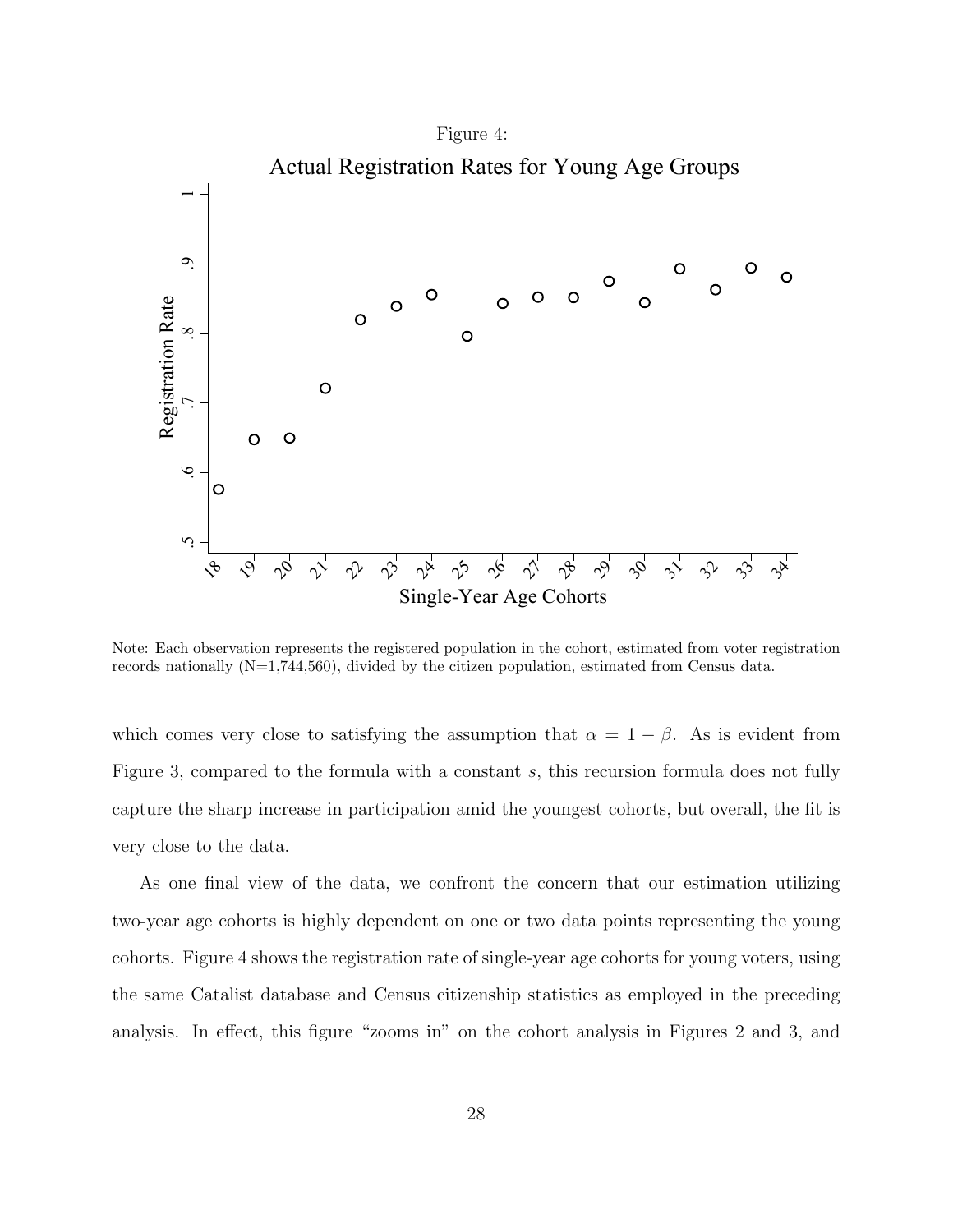Figure 4:

Actual Registration Rates for Young Age Groups

Note: Each observation represents the registered population in the cohort, estimated from voter registration records nationally (N=1,744,560), divided by the citizen population, estimated from Census data.

which comes very close to satisfying the assumption that $\alpha = 1 - \beta$. As is evident from Figure 3, compared to the formula with a constant $s$, this recursion formula does not fully capture the sharp increase in participation amid the youngest cohorts, but overall, the fit is very close to the data.

As one final view of the data, we confront the concern that our estimation utilizing two-year age cohorts is highly dependent on one or two data points representing the young cohorts. Figure 4 shows the registration rate of single-year age cohorts for young voters, using the same Catalist database and Census citizenship statistics as employed in the preceding analysis. In effect, this figure "zooms in" on the cohort analysis in Figures 2 and 3, and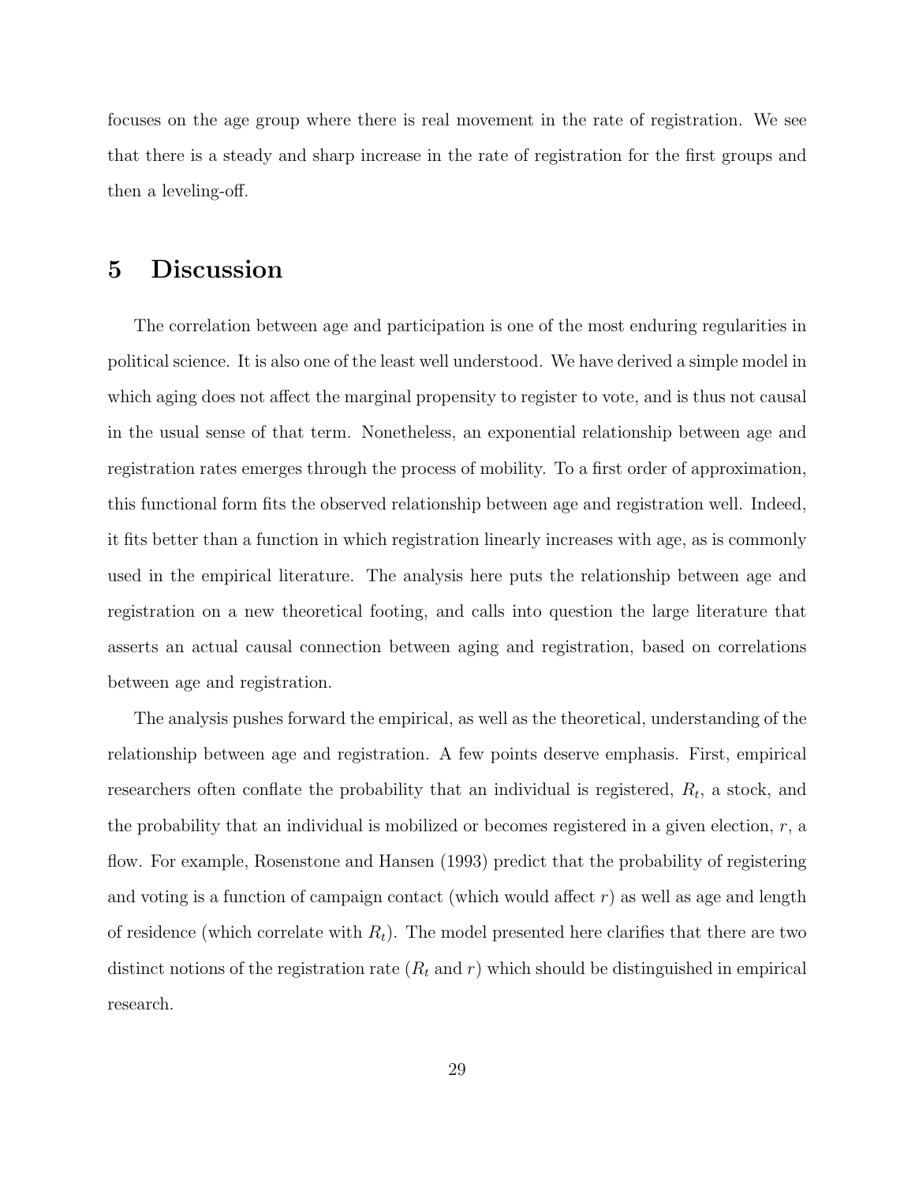focuses on the age group where there is real movement in the rate of registration. We see that there is a steady and sharp increase in the rate of registration for the first groups and then a leveling-off.

# 5 Discussion

The correlation between age and participation is one of the most enduring regularities in political science. It is also one of the least well understood. We have derived a simple model in which aging does not affect the marginal propensity to register to vote, and is thus not causal in the usual sense of that term. Nonetheless, an exponential relationship between age and registration rates emerges through the process of mobility. To a first order of approximation, this functional form fits the observed relationship between age and registration well. Indeed, it fits better than a function in which registration linearly increases with age, as is commonly used in the empirical literature. The analysis here puts the relationship between age and registration on a new theoretical footing, and calls into question the large literature that asserts an actual causal connection between aging and registration, based on correlations between age and registration.

The analysis pushes forward the empirical, as well as the theoretical, understanding of the relationship between age and registration. A few points deserve emphasis. First, empirical researchers often conflate the probability that an individual is registered, $R_t$, a stock, and the probability that an individual is mobilized or becomes registered in a given election, $r$, a flow. For example, Rosenstone and Hansen (1993) predict that the probability of registering and voting is a function of campaign contact (which would affect $r$) as well as age and length of residence (which correlate with $R_t$). The model presented here clarifies that there are two distinct notions of the registration rate ($R_t$ and $r$) which should be distinguished in empirical research.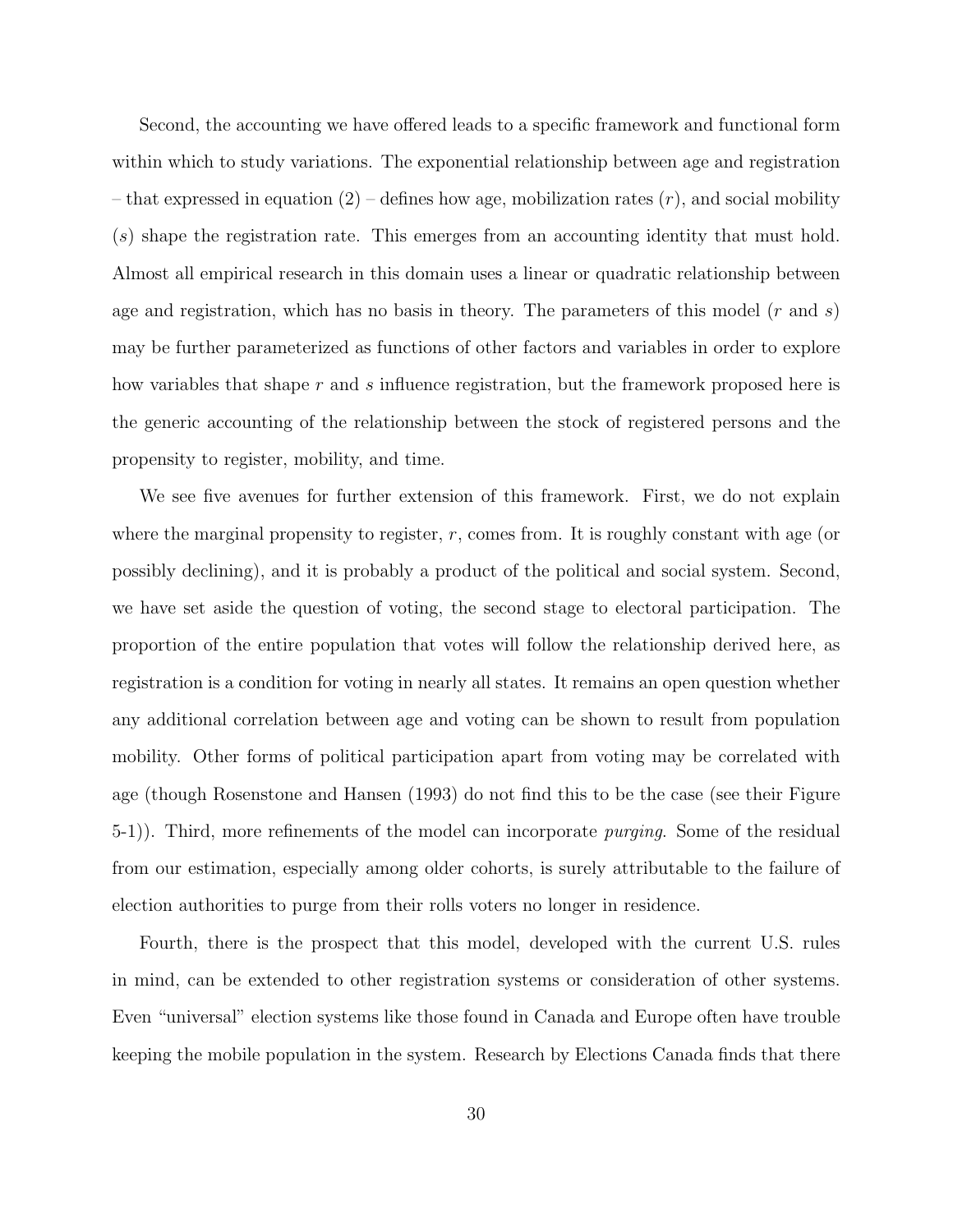Second, the accounting we have offered leads to a specific framework and functional form within which to study variations. The exponential relationship between age and registration – that expressed in equation (2) – defines how age, mobilization rates ($r$), and social mobility ($s$) shape the registration rate. This emerges from an accounting identity that must hold. Almost all empirical research in this domain uses a linear or quadratic relationship between age and registration, which has no basis in theory. The parameters of this model ($r$ and $s$) may be further parameterized as functions of other factors and variables in order to explore how variables that shape $r$ and $s$ influence registration, but the framework proposed here is the generic accounting of the relationship between the stock of registered persons and the propensity to register, mobility, and time.

We see five avenues for further extension of this framework. First, we do not explain where the marginal propensity to register, $r$, comes from. It is roughly constant with age (or possibly declining), and it is probably a product of the political and social system. Second, we have set aside the question of voting, the second stage to electoral participation. The proportion of the entire population that votes will follow the relationship derived here, as registration is a condition for voting in nearly all states. It remains an open question whether any additional correlation between age and voting can be shown to result from population mobility. Other forms of political participation apart from voting may be correlated with age (though Rosenstone and Hansen (1993) do not find this to be the case (see their Figure 5-1)). Third, more refinements of the model can incorporate *purging*. Some of the residual from our estimation, especially among older cohorts, is surely attributable to the failure of election authorities to purge from their rolls voters no longer in residence.

Fourth, there is the prospect that this model, developed with the current U.S. rules in mind, can be extended to other registration systems or consideration of other systems. Even "universal" election systems like those found in Canada and Europe often have trouble keeping the mobile population in the system. Research by Elections Canada finds that there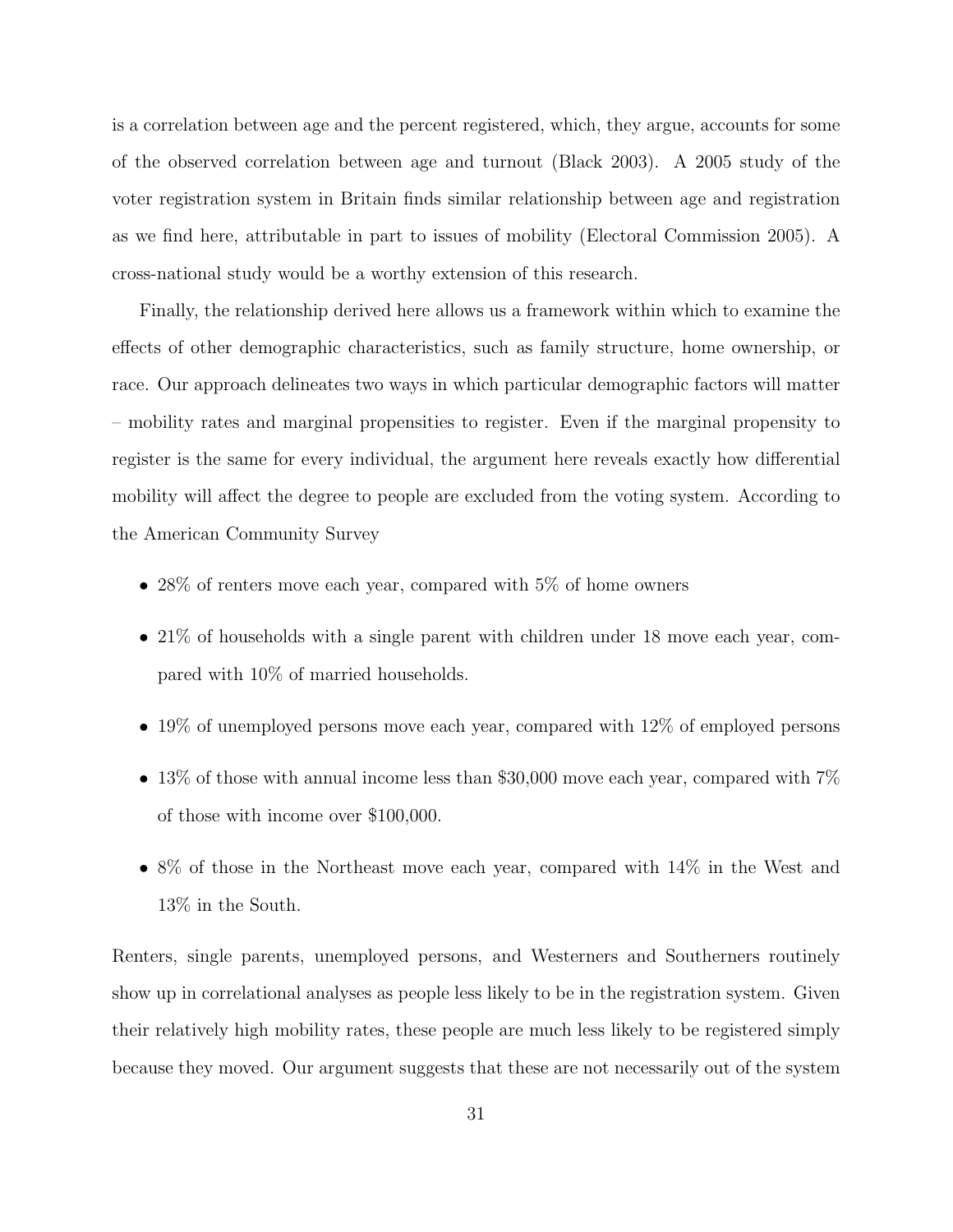is a correlation between age and the percent registered, which, they argue, accounts for some of the observed correlation between age and turnout (Black 2003). A 2005 study of the voter registration system in Britain finds similar relationship between age and registration as we find here, attributable in part to issues of mobility (Electoral Commission 2005). A cross-national study would be a worthy extension of this research.

Finally, the relationship derived here allows us a framework within which to examine the effects of other demographic characteristics, such as family structure, home ownership, or race. Our approach delineates two ways in which particular demographic factors will matter – mobility rates and marginal propensities to register. Even if the marginal propensity to register is the same for every individual, the argument here reveals exactly how differential mobility will affect the degree to people are excluded from the voting system. According to the American Community Survey

- 28% of renters move each year, compared with 5% of home owners
- 21% of households with a single parent with children under 18 move each year, compared with 10% of married households.
- 19% of unemployed persons move each year, compared with 12% of employed persons
- 13% of those with annual income less than $30,000 move each year, compared with 7% of those with income over $100,000.
- 8% of those in the Northeast move each year, compared with 14% in the West and 13% in the South.

Renters, single parents, unemployed persons, and Westerners and Southerners routinely show up in correlational analyses as people less likely to be in the registration system. Given their relatively high mobility rates, these people are much less likely to be registered simply because they moved. Our argument suggests that these are not necessarily out of the system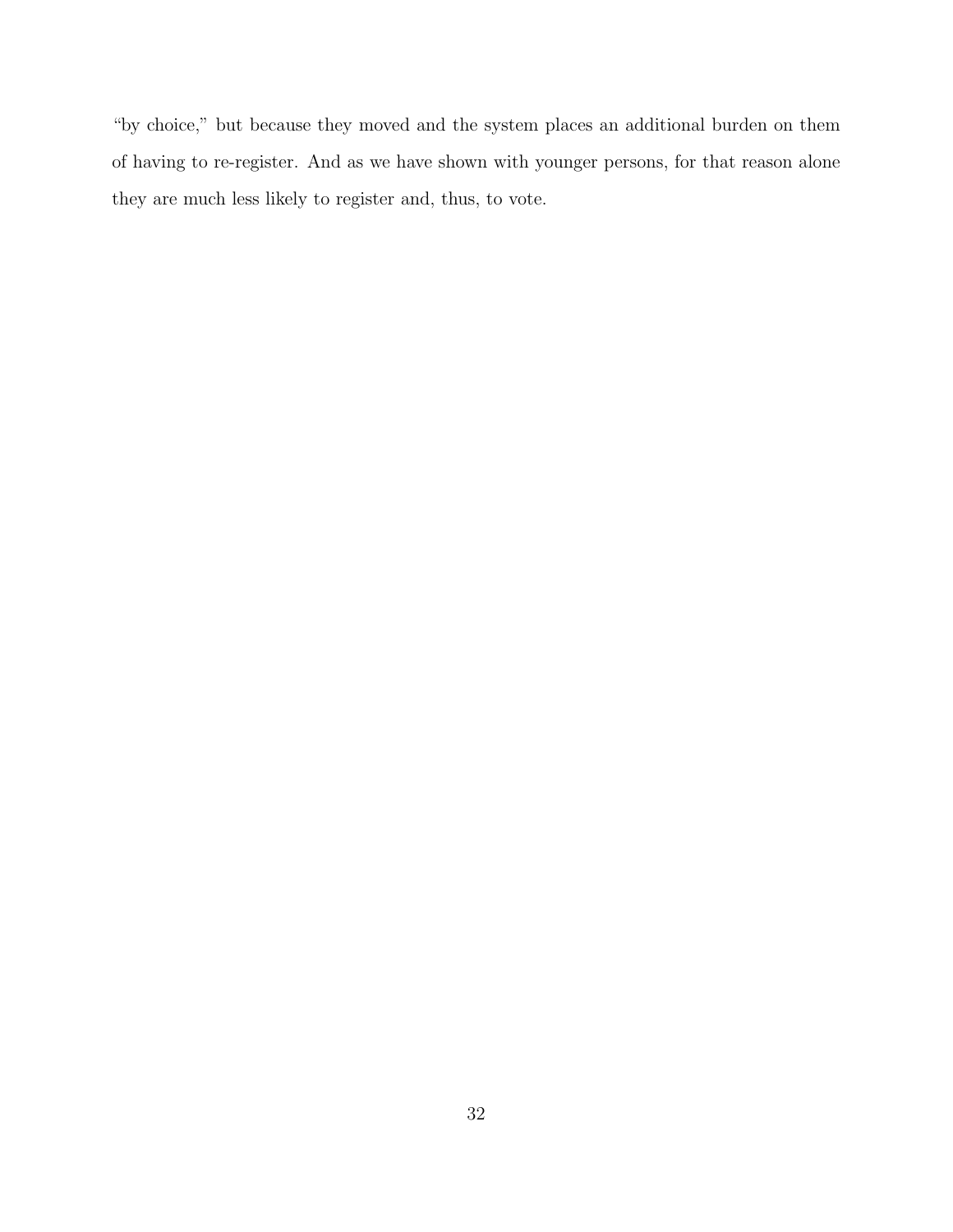"by choice," but because they moved and the system places an additional burden on them of having to re-register. And as we have shown with younger persons, for that reason alone they are much less likely to register and, thus, to vote.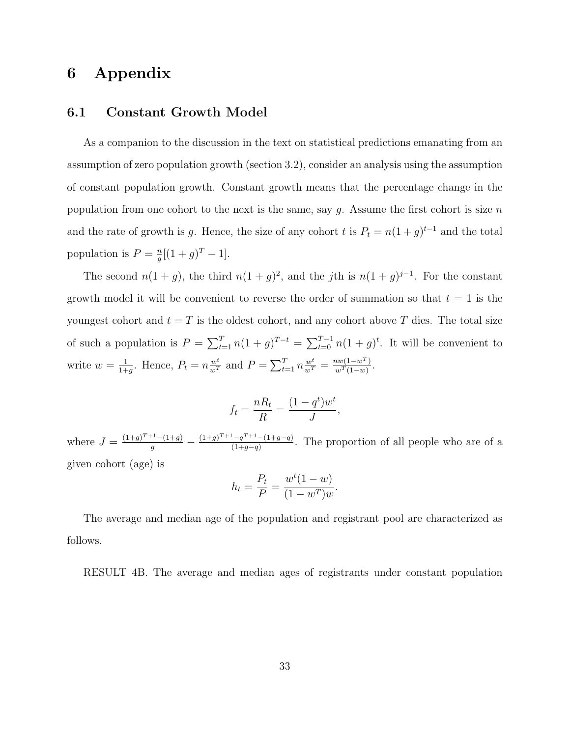# 6 Appendix

## 6.1 Constant Growth Model

As a companion to the discussion in the text on statistical predictions emanating from an assumption of zero population growth (section 3.2), consider an analysis using the assumption of constant population growth. Constant growth means that the percentage change in the population from one cohort to the next is the same, say $g$. Assume the first cohort is size $n$ and the rate of growth is $g$. Hence, the size of any cohort $t$ is $P_t = n(1+g)^{t-1}$ and the total population is $P = \frac{n}{g}[(1+g)^T - 1]$.

The second $n(1+g)$, the third $n(1+g)^2$, and the $j$th is $n(1+g)^{j-1}$. For the constant growth model it will be convenient to reverse the order of summation so that $t = 1$ is the youngest cohort and $t = T$ is the oldest cohort, and any cohort above $T$ dies. The total size of such a population is $P = \sum_{t=1}^{T} n(1+g)^{T-t} = \sum_{t=0}^{T-1} n(1+g)^t$. It will be convenient to write $w = \frac{1}{1+g}$. Hence, $P_t = n\frac{w^t}{w^T}$ and $P = \sum_{t=1}^{T} n\frac{w^t}{w^T} = \frac{nw(1-w^T)}{w^T(1-w)}$.

$$f_t = \frac{nR_t}{R} = \frac{(1-q^t)w^t}{J},$$

where $J = \frac{(1+g)^{T+1}-(1+g)}{g} - \frac{(1+g)^{T+1}-q^{T+1}-(1+g-q)}{(1+g-q)}$. The proportion of all people who are of a given cohort (age) is

$$h_t = \frac{P_t}{P} = \frac{w^t(1-w)}{(1-w^T)w}.$$

The average and median age of the population and registrant pool are characterized as follows.

RESULT 4B. The average and median ages of registrants under constant population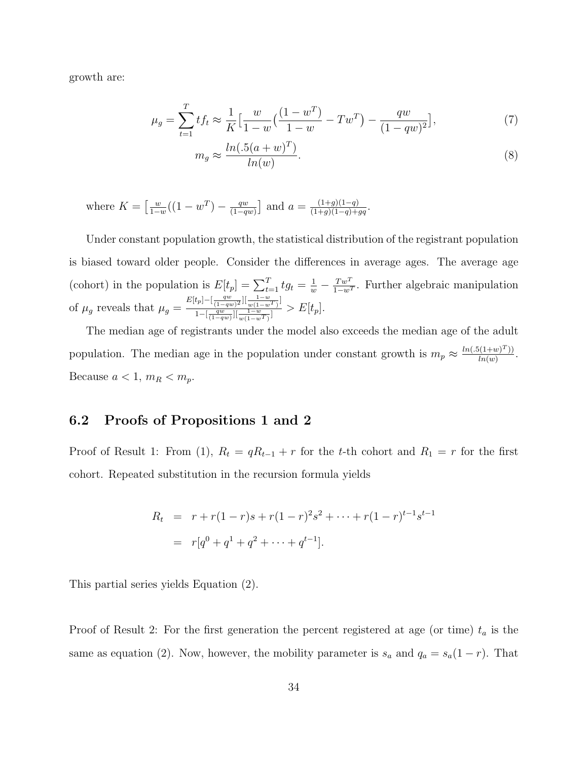growth are:

$$\mu_g = \sum_{t=1}^{T} t f_t \approx \frac{1}{K}\big[\frac{w}{1-w}\big(\frac{(1-w^T)}{1-w} - Tw^T\big) - \frac{qw}{(1-qw)^2}\big], \tag{7}$$

$$m_g \approx \frac{ln(.5(a+w)^T)}{ln(w)}. \tag{8}$$

where $K = \big[\frac{w}{1-w}((1-w^T) - \frac{qw}{(1-qw)}\big]$ and $a = \frac{(1+g)(1-q)}{(1+g)(1-q)+gq}$.

Under constant population growth, the statistical distribution of the registrant population is biased toward older people. Consider the differences in average ages. The average age (cohort) in the population is $E[t_p] = \sum_{t=1}^{T} t g_t = \frac{1}{w} - \frac{Tw^T}{1-w^T}$. Further algebraic manipulation of $\mu_g$ reveals that $\mu_g = \frac{E[t_p] - [\frac{qw}{(1-qw)^2}][\frac{1-w}{w(1-w^T)}]}{1 - [\frac{qw}{(1-qw)}][\frac{1-w}{w(1-w^T)}]} > E[t_p]$.

The median age of registrants under the model also exceeds the median age of the adult population. The median age in the population under constant growth is $m_p \approx \frac{ln(.5(1+w)^T))}{ln(w)}$. Because $a < 1$, $m_R < m_p$.

## 6.2 Proofs of Propositions 1 and 2

Proof of Result 1: From (1), $R_t = qR_{t-1} + r$ for the $t$-th cohort and $R_1 = r$ for the first cohort. Repeated substitution in the recursion formula yields

$$\begin{aligned} R_t &= r + r(1-r)s + r(1-r)^2 s^2 + \cdots + r(1-r)^{t-1} s^{t-1} \\ &= r[q^0 + q^1 + q^2 + \cdots + q^{t-1}]. \end{aligned}$$

This partial series yields Equation (2).

Proof of Result 2: For the first generation the percent registered at age (or time) $t_a$ is the same as equation (2). Now, however, the mobility parameter is $s_a$ and $q_a = s_a(1-r)$. That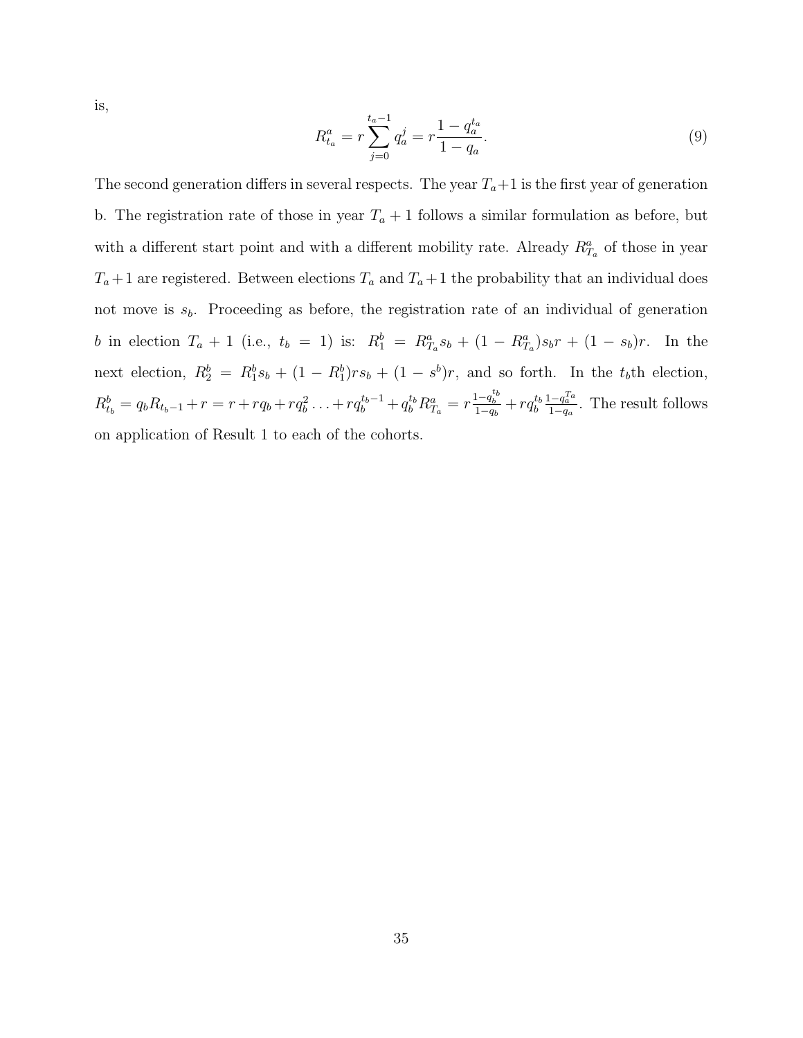is,

$$R^a_{t_a} = r\sum_{j=0}^{t_a-1} q_a^j = r\frac{1-q_a^{t_a}}{1-q_a}. \tag{9}$$

The second generation differs in several respects. The year $T_a+1$ is the first year of generation b. The registration rate of those in year $T_a + 1$ follows a similar formulation as before, but with a different start point and with a different mobility rate. Already $R^a_{T_a}$ of those in year $T_a+1$ are registered. Between elections $T_a$ and $T_a+1$ the probability that an individual does not move is $s_b$. Proceeding as before, the registration rate of an individual of generation $b$ in election $T_a + 1$ (i.e., $t_b = 1$) is: $R^b_1 = R^a_{T_a}s_b + (1 - R^a_{T_a})s_b r + (1 - s_b)r$. In the next election, $R^b_2 = R^b_1 s_b + (1 - R^b_1)rs_b + (1 - s^b)r$, and so forth. In the $t_b$th election, $R^b_{t_b} = q_b R_{t_b-1} + r = r + rq_b + rq_b^2 \ldots + rq_b^{t_b-1} + q_b^{t_b} R^a_{T_a} = r\frac{1-q_b^{t_b}}{1-q_b} + rq_b^{t_b}\frac{1-q_a^{T_a}}{1-q_a}$. The result follows on application of Result 1 to each of the cohorts.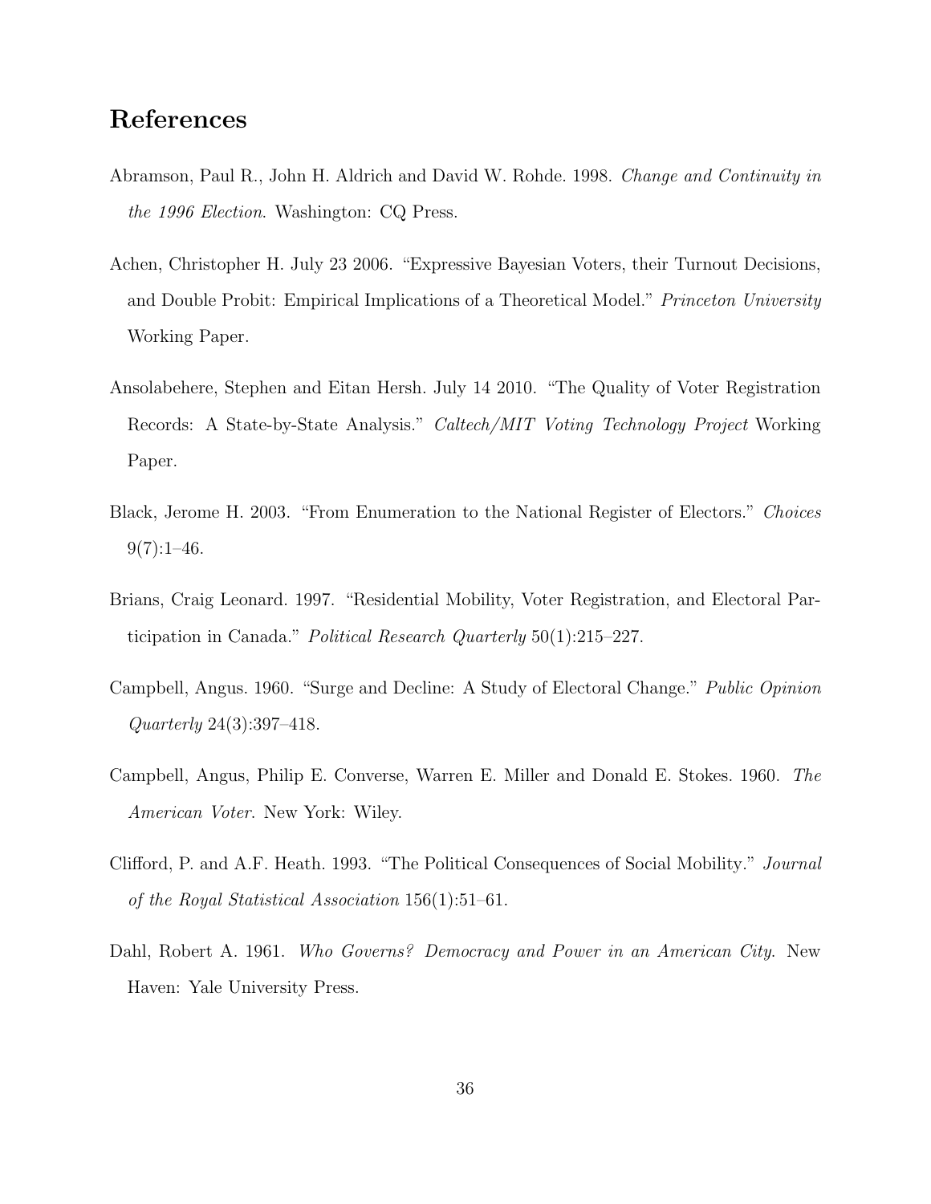# References

Abramson, Paul R., John H. Aldrich and David W. Rohde. 1998. *Change and Continuity in the 1996 Election*. Washington: CQ Press.

Achen, Christopher H. July 23 2006. "Expressive Bayesian Voters, their Turnout Decisions, and Double Probit: Empirical Implications of a Theoretical Model." *Princeton University* Working Paper.

Ansolabehere, Stephen and Eitan Hersh. July 14 2010. "The Quality of Voter Registration Records: A State-by-State Analysis." *Caltech/MIT Voting Technology Project* Working Paper.

Black, Jerome H. 2003. "From Enumeration to the National Register of Electors." *Choices* 9(7):1–46.

Brians, Craig Leonard. 1997. "Residential Mobility, Voter Registration, and Electoral Participation in Canada." *Political Research Quarterly* 50(1):215–227.

Campbell, Angus. 1960. "Surge and Decline: A Study of Electoral Change." *Public Opinion Quarterly* 24(3):397–418.

Campbell, Angus, Philip E. Converse, Warren E. Miller and Donald E. Stokes. 1960. *The American Voter*. New York: Wiley.

Clifford, P. and A.F. Heath. 1993. "The Political Consequences of Social Mobility." *Journal of the Royal Statistical Association* 156(1):51–61.

Dahl, Robert A. 1961. *Who Governs? Democracy and Power in an American City*. New Haven: Yale University Press.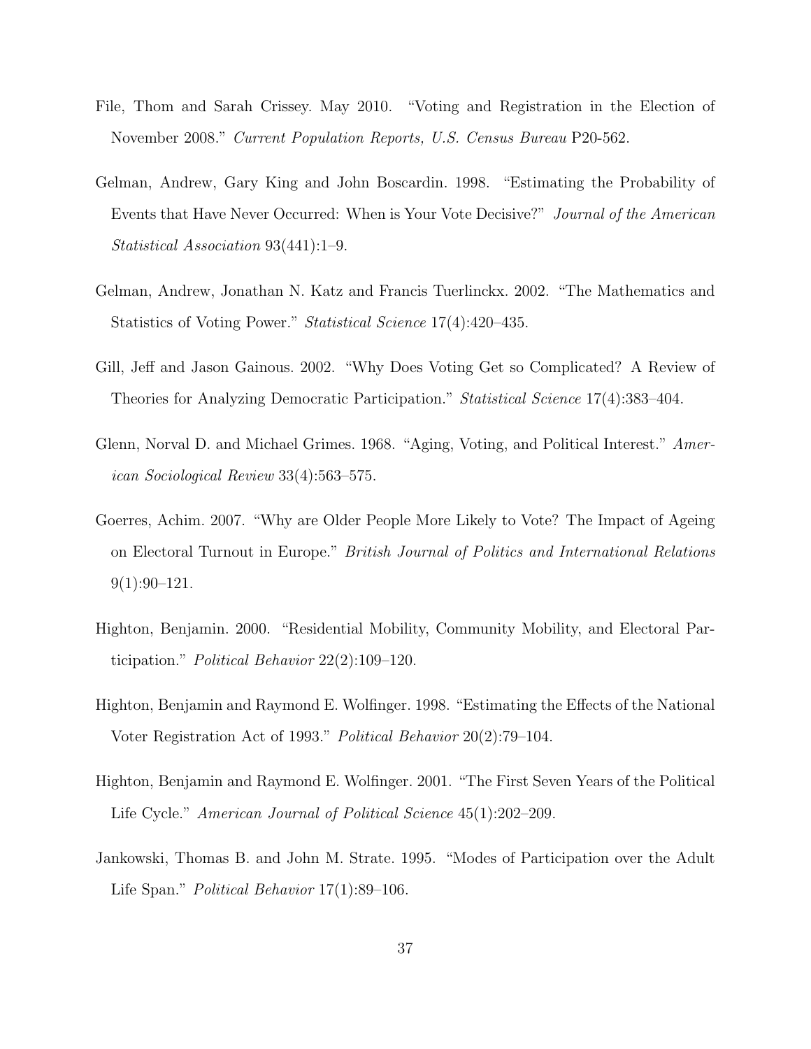File, Thom and Sarah Crissey. May 2010. "Voting and Registration in the Election of November 2008." *Current Population Reports, U.S. Census Bureau* P20-562.

Gelman, Andrew, Gary King and John Boscardin. 1998. "Estimating the Probability of Events that Have Never Occurred: When is Your Vote Decisive?" *Journal of the American Statistical Association* 93(441):1–9.

Gelman, Andrew, Jonathan N. Katz and Francis Tuerlinckx. 2002. "The Mathematics and Statistics of Voting Power." *Statistical Science* 17(4):420–435.

Gill, Jeff and Jason Gainous. 2002. "Why Does Voting Get so Complicated? A Review of Theories for Analyzing Democratic Participation." *Statistical Science* 17(4):383–404.

Glenn, Norval D. and Michael Grimes. 1968. "Aging, Voting, and Political Interest." *American Sociological Review* 33(4):563–575.

Goerres, Achim. 2007. "Why are Older People More Likely to Vote? The Impact of Ageing on Electoral Turnout in Europe." *British Journal of Politics and International Relations* 9(1):90–121.

Highton, Benjamin. 2000. "Residential Mobility, Community Mobility, and Electoral Participation." *Political Behavior* 22(2):109–120.

Highton, Benjamin and Raymond E. Wolfinger. 1998. "Estimating the Effects of the National Voter Registration Act of 1993." *Political Behavior* 20(2):79–104.

Highton, Benjamin and Raymond E. Wolfinger. 2001. "The First Seven Years of the Political Life Cycle." *American Journal of Political Science* 45(1):202–209.

Jankowski, Thomas B. and John M. Strate. 1995. "Modes of Participation over the Adult Life Span." *Political Behavior* 17(1):89–106.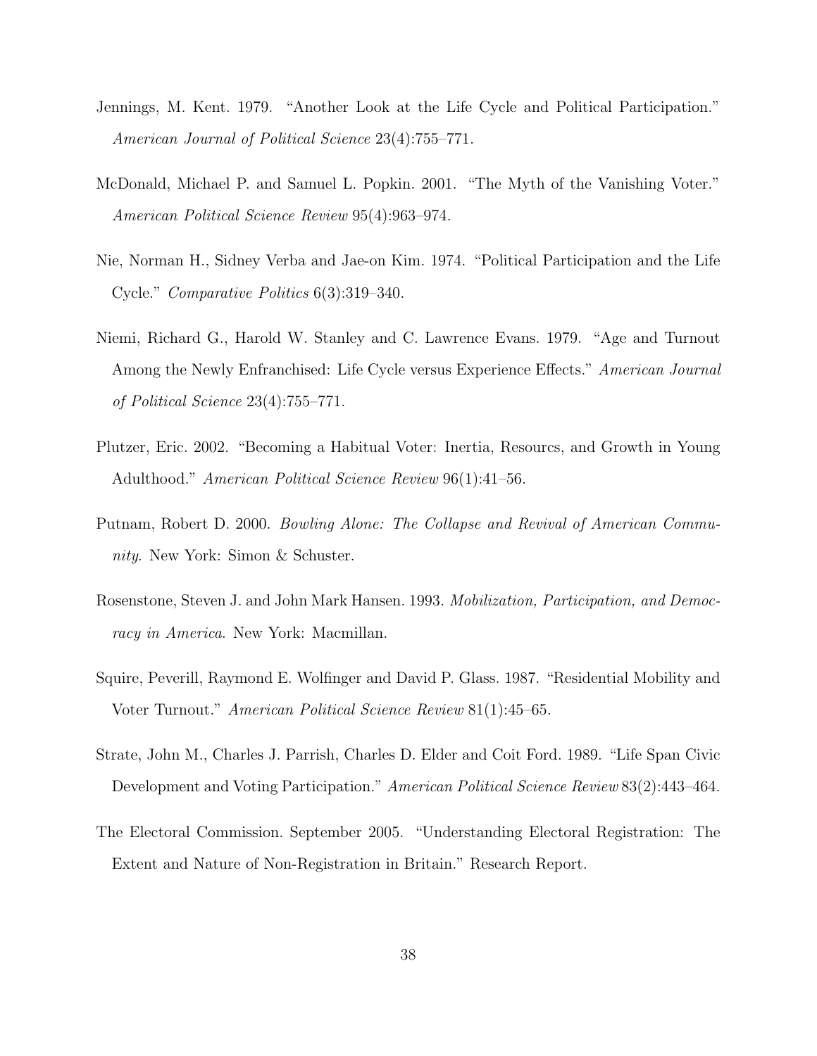Jennings, M. Kent. 1979. "Another Look at the Life Cycle and Political Participation." *American Journal of Political Science* 23(4):755–771.

McDonald, Michael P. and Samuel L. Popkin. 2001. "The Myth of the Vanishing Voter." *American Political Science Review* 95(4):963–974.

Nie, Norman H., Sidney Verba and Jae-on Kim. 1974. "Political Participation and the Life Cycle." *Comparative Politics* 6(3):319–340.

Niemi, Richard G., Harold W. Stanley and C. Lawrence Evans. 1979. "Age and Turnout Among the Newly Enfranchised: Life Cycle versus Experience Effects." *American Journal of Political Science* 23(4):755–771.

Plutzer, Eric. 2002. "Becoming a Habitual Voter: Inertia, Resourcs, and Growth in Young Adulthood." *American Political Science Review* 96(1):41–56.

Putnam, Robert D. 2000. *Bowling Alone: The Collapse and Revival of American Community*. New York: Simon & Schuster.

Rosenstone, Steven J. and John Mark Hansen. 1993. *Mobilization, Participation, and Democracy in America*. New York: Macmillan.

Squire, Peverill, Raymond E. Wolfinger and David P. Glass. 1987. "Residential Mobility and Voter Turnout." *American Political Science Review* 81(1):45–65.

Strate, John M., Charles J. Parrish, Charles D. Elder and Coit Ford. 1989. "Life Span Civic Development and Voting Participation." *American Political Science Review* 83(2):443–464.

The Electoral Commission. September 2005. "Understanding Electoral Registration: The Extent and Nature of Non-Registration in Britain." Research Report.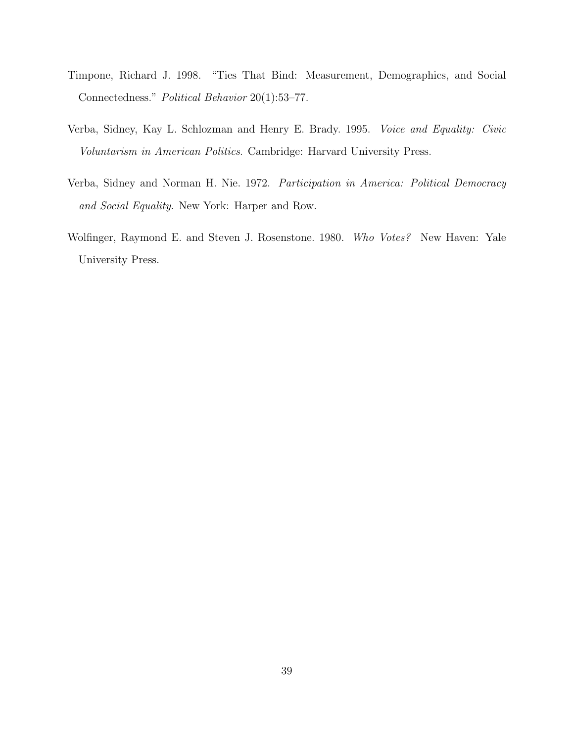Timpone, Richard J. 1998. "Ties That Bind: Measurement, Demographics, and Social Connectedness." *Political Behavior* 20(1):53–77.

Verba, Sidney, Kay L. Schlozman and Henry E. Brady. 1995. *Voice and Equality: Civic Voluntarism in American Politics*. Cambridge: Harvard University Press.

Verba, Sidney and Norman H. Nie. 1972. *Participation in America: Political Democracy and Social Equality*. New York: Harper and Row.

Wolfinger, Raymond E. and Steven J. Rosenstone. 1980. *Who Votes?* New Haven: Yale University Press.